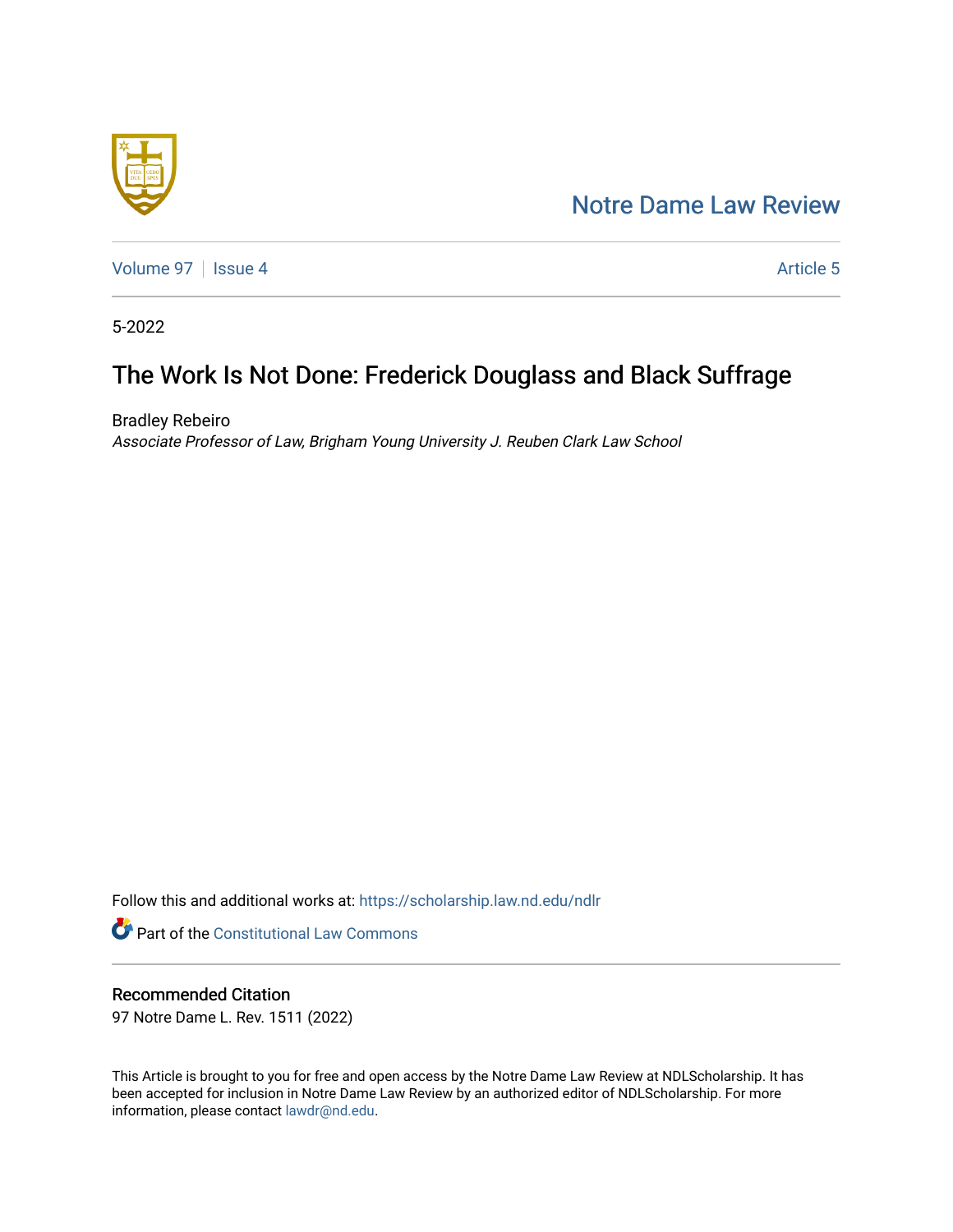Notre Dame Law Review

Volume 97 | Issue 4 | Article 5

5-2022

# The Work Is Not Done: Frederick Douglass and Black Suffrage

Bradley Rebeiro
*Associate Professor of Law, Brigham Young University J. Reuben Clark Law School*

Follow this and additional works at: https://scholarship.law.nd.edu/ndlr

Part of the Constitutional Law Commons

## Recommended Citation

97 Notre Dame L. Rev. 1511 (2022)

This Article is brought to you for free and open access by the Notre Dame Law Review at NDLScholarship. It has been accepted for inclusion in Notre Dame Law Review by an authorized editor of NDLScholarship. For more information, please contact lawdr@nd.edu.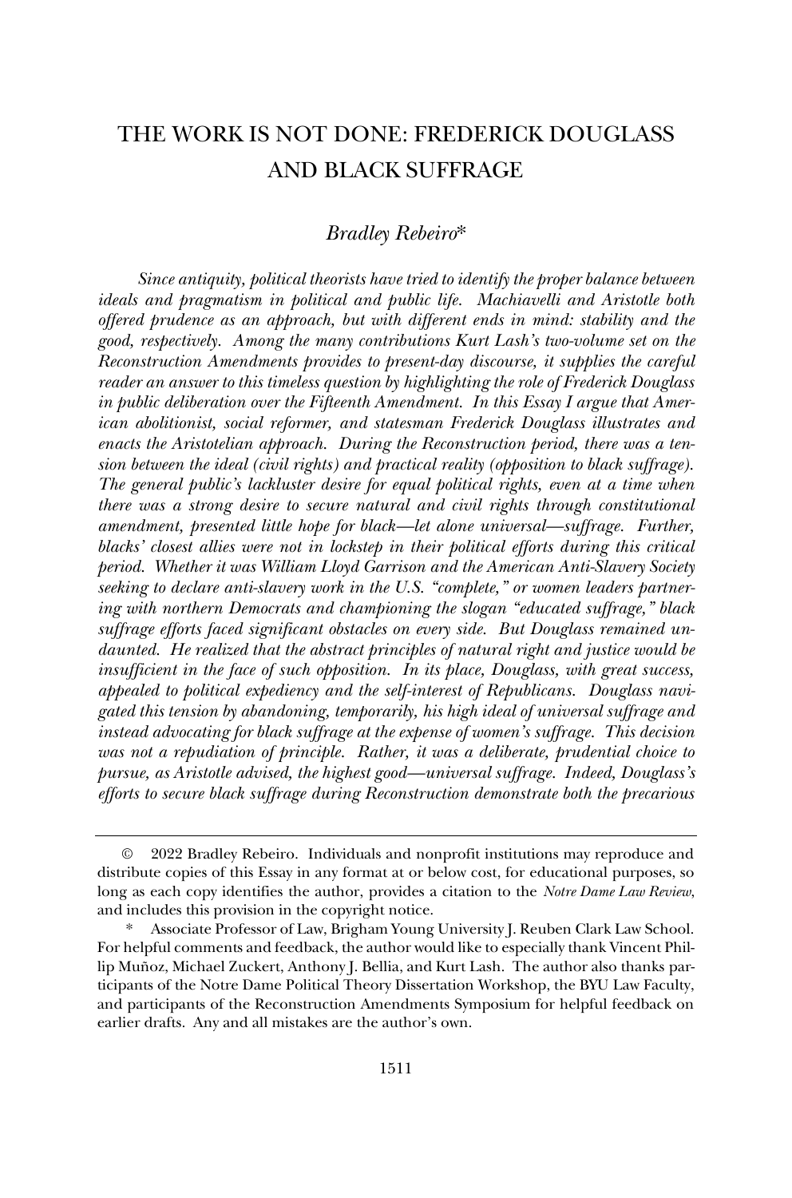# THE WORK IS NOT DONE: FREDERICK DOUGLASS AND BLACK SUFFRAGE

*Bradley Rebeiro*\*

*Since antiquity, political theorists have tried to identify the proper balance between ideals and pragmatism in political and public life. Machiavelli and Aristotle both offered prudence as an approach, but with different ends in mind: stability and the good, respectively. Among the many contributions Kurt Lash's two-volume set on the Reconstruction Amendments provides to present-day discourse, it supplies the careful reader an answer to this timeless question by highlighting the role of Frederick Douglass in public deliberation over the Fifteenth Amendment. In this Essay I argue that American abolitionist, social reformer, and statesman Frederick Douglass illustrates and enacts the Aristotelian approach. During the Reconstruction period, there was a tension between the ideal (civil rights) and practical reality (opposition to black suffrage). The general public's lackluster desire for equal political rights, even at a time when there was a strong desire to secure natural and civil rights through constitutional amendment, presented little hope for black—let alone universal—suffrage. Further, blacks' closest allies were not in lockstep in their political efforts during this critical period. Whether it was William Lloyd Garrison and the American Anti-Slavery Society seeking to declare anti-slavery work in the U.S. "complete," or women leaders partnering with northern Democrats and championing the slogan "educated suffrage," black suffrage efforts faced significant obstacles on every side. But Douglass remained undaunted. He realized that the abstract principles of natural right and justice would be insufficient in the face of such opposition. In its place, Douglass, with great success, appealed to political expediency and the self-interest of Republicans. Douglass navigated this tension by abandoning, temporarily, his high ideal of universal suffrage and instead advocating for black suffrage at the expense of women's suffrage. This decision was not a repudiation of principle. Rather, it was a deliberate, prudential choice to pursue, as Aristotle advised, the highest good—universal suffrage. Indeed, Douglass's efforts to secure black suffrage during Reconstruction demonstrate both the precarious*

---

© 2022 Bradley Rebeiro. Individuals and nonprofit institutions may reproduce and distribute copies of this Essay in any format at or below cost, for educational purposes, so long as each copy identifies the author, provides a citation to the *Notre Dame Law Review*, and includes this provision in the copyright notice.

\* Associate Professor of Law, Brigham Young University J. Reuben Clark Law School. For helpful comments and feedback, the author would like to especially thank Vincent Phillip Muñoz, Michael Zuckert, Anthony J. Bellia, and Kurt Lash. The author also thanks participants of the Notre Dame Political Theory Dissertation Workshop, the BYU Law Faculty, and participants of the Reconstruction Amendments Symposium for helpful feedback on earlier drafts. Any and all mistakes are the author's own.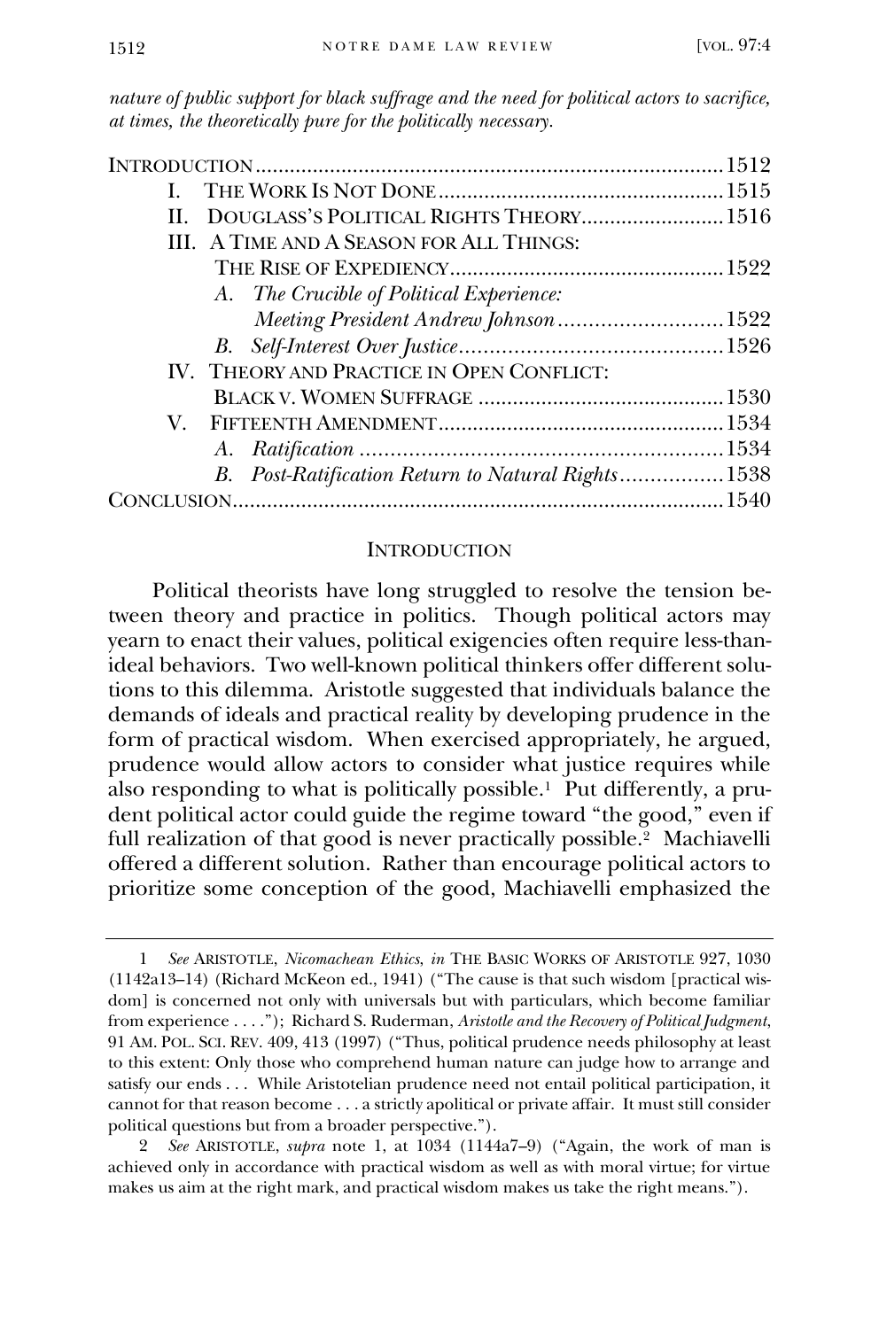*nature of public support for black suffrage and the need for political actors to sacrifice, at times, the theoretically pure for the politically necessary.*

| | |
|---|---|
| INTRODUCTION | 1512 |
| I. THE WORK IS NOT DONE | 1515 |
| II. DOUGLASS'S POLITICAL RIGHTS THEORY | 1516 |
| III. A TIME AND A SEASON FOR ALL THINGS: THE RISE OF EXPEDIENCY | 1522 |
| *A. The Crucible of Political Experience: Meeting President Andrew Johnson* | 1522 |
| *B. Self-Interest Over Justice* | 1526 |
| IV. THEORY AND PRACTICE IN OPEN CONFLICT: BLACK V. WOMEN SUFFRAGE | 1530 |
| V. FIFTEENTH AMENDMENT | 1534 |
| *A. Ratification* | 1534 |
| *B. Post-Ratification Return to Natural Rights* | 1538 |
| CONCLUSION | 1540 |

## INTRODUCTION

Political theorists have long struggled to resolve the tension between theory and practice in politics. Though political actors may yearn to enact their values, political exigencies often require less-than-ideal behaviors. Two well-known political thinkers offer different solutions to this dilemma. Aristotle suggested that individuals balance the demands of ideals and practical reality by developing prudence in the form of practical wisdom. When exercised appropriately, he argued, prudence would allow actors to consider what justice requires while also responding to what is politically possible.[1] Put differently, a prudent political actor could guide the regime toward "the good," even if full realization of that good is never practically possible.[2] Machiavelli offered a different solution. Rather than encourage political actors to prioritize some conception of the good, Machiavelli emphasized the

---

1 *See* ARISTOTLE, *Nicomachean Ethics*, *in* THE BASIC WORKS OF ARISTOTLE 927, 1030 (1142a13–14) (Richard McKeon ed., 1941) ("The cause is that such wisdom [practical wisdom] is concerned not only with universals but with particulars, which become familiar from experience . . . ."); Richard S. Ruderman, *Aristotle and the Recovery of Political Judgment*, 91 AM. POL. SCI. REV. 409, 413 (1997) ("Thus, political prudence needs philosophy at least to this extent: Only those who comprehend human nature can judge how to arrange and satisfy our ends . . . While Aristotelian prudence need not entail political participation, it cannot for that reason become . . . a strictly apolitical or private affair. It must still consider political questions but from a broader perspective.").

2 *See* ARISTOTLE, *supra* note 1, at 1034 (1144a7–9) ("Again, the work of man is achieved only in accordance with practical wisdom as well as with moral virtue; for virtue makes us aim at the right mark, and practical wisdom makes us take the right means.").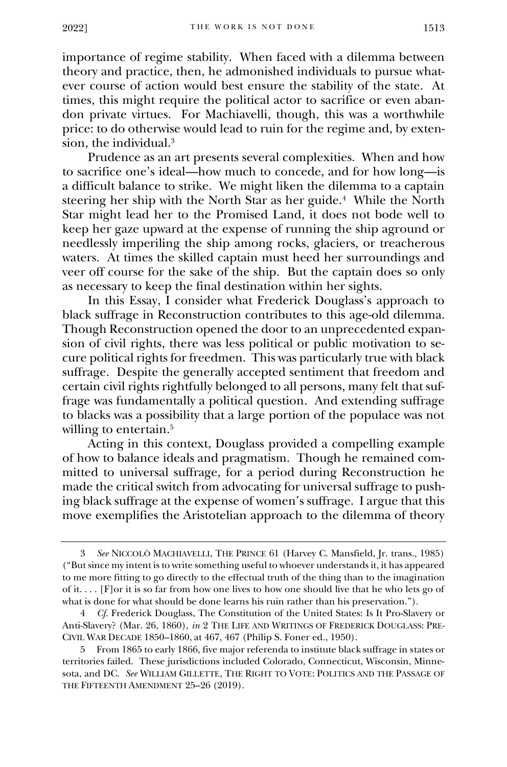importance of regime stability. When faced with a dilemma between theory and practice, then, he admonished individuals to pursue whatever course of action would best ensure the stability of the state. At times, this might require the political actor to sacrifice or even abandon private virtues. For Machiavelli, though, this was a worthwhile price: to do otherwise would lead to ruin for the regime and, by extension, the individual.[3]

Prudence as an art presents several complexities. When and how to sacrifice one's ideal—how much to concede, and for how long—is a difficult balance to strike. We might liken the dilemma to a captain steering her ship with the North Star as her guide.[4] While the North Star might lead her to the Promised Land, it does not bode well to keep her gaze upward at the expense of running the ship aground or needlessly imperiling the ship among rocks, glaciers, or treacherous waters. At times the skilled captain must heed her surroundings and veer off course for the sake of the ship. But the captain does so only as necessary to keep the final destination within her sights.

In this Essay, I consider what Frederick Douglass's approach to black suffrage in Reconstruction contributes to this age-old dilemma. Though Reconstruction opened the door to an unprecedented expansion of civil rights, there was less political or public motivation to secure political rights for freedmen. This was particularly true with black suffrage. Despite the generally accepted sentiment that freedom and certain civil rights rightfully belonged to all persons, many felt that suffrage was fundamentally a political question. And extending suffrage to blacks was a possibility that a large portion of the populace was not willing to entertain.[5]

Acting in this context, Douglass provided a compelling example of how to balance ideals and pragmatism. Though he remained committed to universal suffrage, for a period during Reconstruction he made the critical switch from advocating for universal suffrage to pushing black suffrage at the expense of women's suffrage. I argue that this move exemplifies the Aristotelian approach to the dilemma of theory

---

3 *See* NICCOLÒ MACHIAVELLI, THE PRINCE 61 (Harvey C. Mansfield, Jr. trans., 1985) ("But since my intent is to write something useful to whoever understands it, it has appeared to me more fitting to go directly to the effectual truth of the thing than to the imagination of it. . . . [F]or it is so far from how one lives to how one should live that he who lets go of what is done for what should be done learns his ruin rather than his preservation.").

4 *Cf.* Frederick Douglass, The Constitution of the United States: Is It Pro-Slavery or Anti-Slavery? (Mar. 26, 1860), *in* 2 THE LIFE AND WRITINGS OF FREDERICK DOUGLASS: PRE-CIVIL WAR DECADE 1850–1860, at 467, 467 (Philip S. Foner ed., 1950).

5 From 1865 to early 1866, five major referenda to institute black suffrage in states or territories failed. These jurisdictions included Colorado, Connecticut, Wisconsin, Minnesota, and DC. *See* WILLIAM GILLETTE, THE RIGHT TO VOTE: POLITICS AND THE PASSAGE OF THE FIFTEENTH AMENDMENT 25–26 (2019).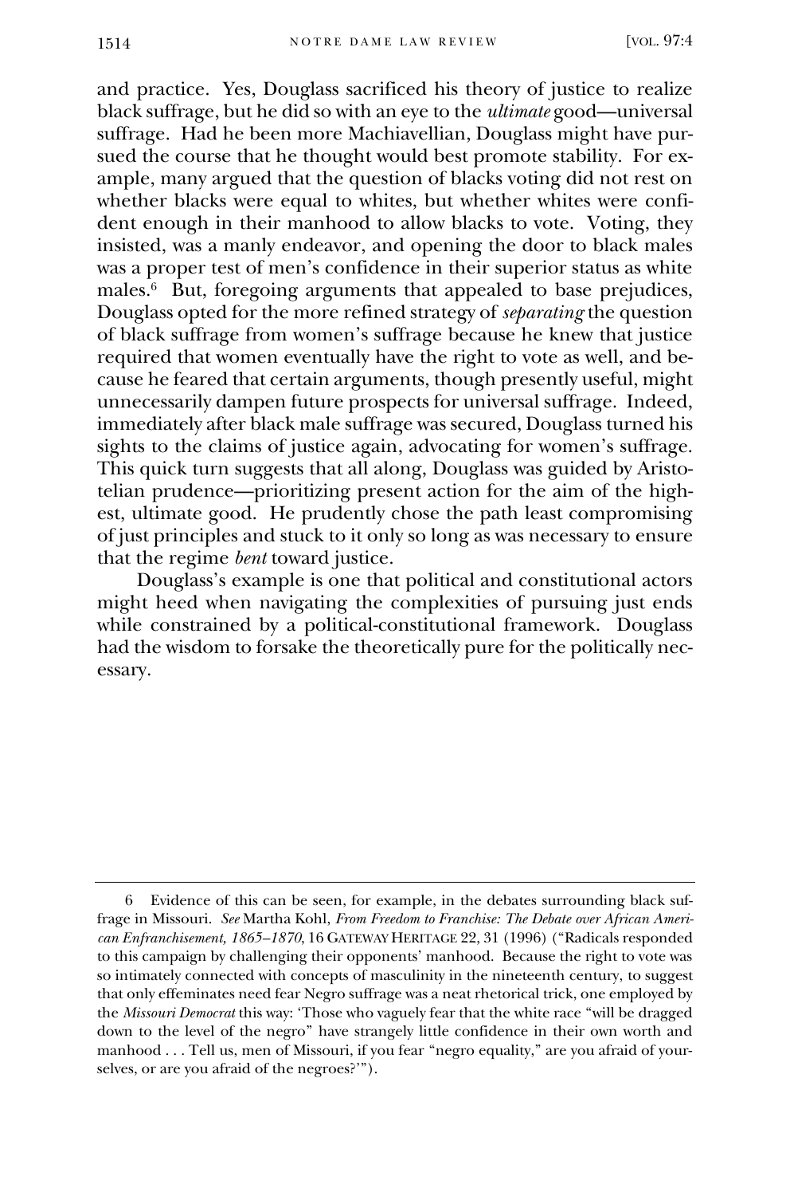and practice. Yes, Douglass sacrificed his theory of justice to realize black suffrage, but he did so with an eye to the *ultimate* good—universal suffrage. Had he been more Machiavellian, Douglass might have pursued the course that he thought would best promote stability. For example, many argued that the question of blacks voting did not rest on whether blacks were equal to whites, but whether whites were confident enough in their manhood to allow blacks to vote. Voting, they insisted, was a manly endeavor, and opening the door to black males was a proper test of men's confidence in their superior status as white males.[6] But, foregoing arguments that appealed to base prejudices, Douglass opted for the more refined strategy of *separating* the question of black suffrage from women's suffrage because he knew that justice required that women eventually have the right to vote as well, and because he feared that certain arguments, though presently useful, might unnecessarily dampen future prospects for universal suffrage. Indeed, immediately after black male suffrage was secured, Douglass turned his sights to the claims of justice again, advocating for women's suffrage. This quick turn suggests that all along, Douglass was guided by Aristotelian prudence—prioritizing present action for the aim of the highest, ultimate good. He prudently chose the path least compromising of just principles and stuck to it only so long as was necessary to ensure that the regime *bent* toward justice.

Douglass's example is one that political and constitutional actors might heed when navigating the complexities of pursuing just ends while constrained by a political-constitutional framework. Douglass had the wisdom to forsake the theoretically pure for the politically necessary.

---

6 Evidence of this can be seen, for example, in the debates surrounding black suffrage in Missouri. *See* Martha Kohl, *From Freedom to Franchise: The Debate over African American Enfranchisement, 1865–1870*, 16 GATEWAY HERITAGE 22, 31 (1996) ("Radicals responded to this campaign by challenging their opponents' manhood. Because the right to vote was so intimately connected with concepts of masculinity in the nineteenth century, to suggest that only effeminates need fear Negro suffrage was a neat rhetorical trick, one employed by the *Missouri Democrat* this way: 'Those who vaguely fear that the white race "will be dragged down to the level of the negro" have strangely little confidence in their own worth and manhood . . . Tell us, men of Missouri, if you fear "negro equality," are you afraid of yourselves, or are you afraid of the negroes?'").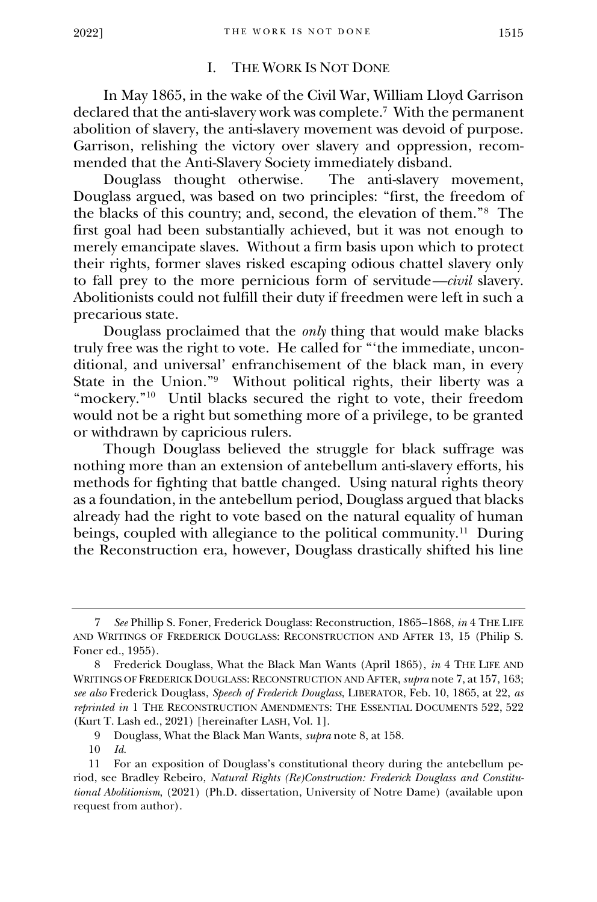## I. THE WORK IS NOT DONE

In May 1865, in the wake of the Civil War, William Lloyd Garrison declared that the anti-slavery work was complete.[7] With the permanent abolition of slavery, the anti-slavery movement was devoid of purpose. Garrison, relishing the victory over slavery and oppression, recommended that the Anti-Slavery Society immediately disband.

Douglass thought otherwise. The anti-slavery movement, Douglass argued, was based on two principles: "first, the freedom of the blacks of this country; and, second, the elevation of them."[8] The first goal had been substantially achieved, but it was not enough to merely emancipate slaves. Without a firm basis upon which to protect their rights, former slaves risked escaping odious chattel slavery only to fall prey to the more pernicious form of servitude—*civil* slavery. Abolitionists could not fulfill their duty if freedmen were left in such a precarious state.

Douglass proclaimed that the *only* thing that would make blacks truly free was the right to vote. He called for "'the immediate, unconditional, and universal' enfranchisement of the black man, in every State in the Union."[9] Without political rights, their liberty was a "mockery."[10] Until blacks secured the right to vote, their freedom would not be a right but something more of a privilege, to be granted or withdrawn by capricious rulers.

Though Douglass believed the struggle for black suffrage was nothing more than an extension of antebellum anti-slavery efforts, his methods for fighting that battle changed. Using natural rights theory as a foundation, in the antebellum period, Douglass argued that blacks already had the right to vote based on the natural equality of human beings, coupled with allegiance to the political community.[11] During the Reconstruction era, however, Douglass drastically shifted his line

---

7 *See* Phillip S. Foner, Frederick Douglass: Reconstruction, 1865–1868, *in* 4 THE LIFE AND WRITINGS OF FREDERICK DOUGLASS: RECONSTRUCTION AND AFTER 13, 15 (Philip S. Foner ed., 1955).

8 Frederick Douglass, What the Black Man Wants (April 1865), *in* 4 THE LIFE AND WRITINGS OF FREDERICK DOUGLASS: RECONSTRUCTION AND AFTER, *supra* note 7, at 157, 163; *see also* Frederick Douglass, *Speech of Frederick Douglass*, LIBERATOR, Feb. 10, 1865, at 22, *as reprinted in* 1 THE RECONSTRUCTION AMENDMENTS: THE ESSENTIAL DOCUMENTS 522, 522 (Kurt T. Lash ed., 2021) [hereinafter LASH, Vol. 1].

9 Douglass, What the Black Man Wants, *supra* note 8, at 158.

10 *Id.*

11 For an exposition of Douglass's constitutional theory during the antebellum period, see Bradley Rebeiro, *Natural Rights (Re)Construction: Frederick Douglass and Constitutional Abolitionism*, (2021) (Ph.D. dissertation, University of Notre Dame) (available upon request from author).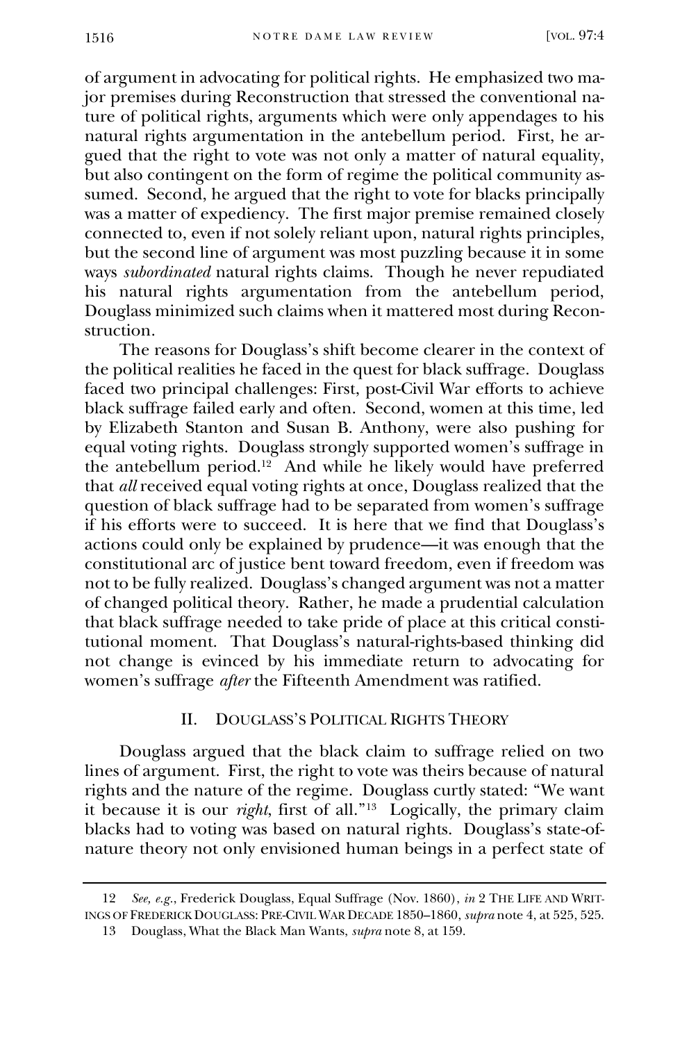of argument in advocating for political rights. He emphasized two major premises during Reconstruction that stressed the conventional nature of political rights, arguments which were only appendages to his natural rights argumentation in the antebellum period. First, he argued that the right to vote was not only a matter of natural equality, but also contingent on the form of regime the political community assumed. Second, he argued that the right to vote for blacks principally was a matter of expediency. The first major premise remained closely connected to, even if not solely reliant upon, natural rights principles, but the second line of argument was most puzzling because it in some ways *subordinated* natural rights claims. Though he never repudiated his natural rights argumentation from the antebellum period, Douglass minimized such claims when it mattered most during Reconstruction.

The reasons for Douglass's shift become clearer in the context of the political realities he faced in the quest for black suffrage. Douglass faced two principal challenges: First, post-Civil War efforts to achieve black suffrage failed early and often. Second, women at this time, led by Elizabeth Stanton and Susan B. Anthony, were also pushing for equal voting rights. Douglass strongly supported women's suffrage in the antebellum period.[12] And while he likely would have preferred that *all* received equal voting rights at once, Douglass realized that the question of black suffrage had to be separated from women's suffrage if his efforts were to succeed. It is here that we find that Douglass's actions could only be explained by prudence—it was enough that the constitutional arc of justice bent toward freedom, even if freedom was not to be fully realized. Douglass's changed argument was not a matter of changed political theory. Rather, he made a prudential calculation that black suffrage needed to take pride of place at this critical constitutional moment. That Douglass's natural-rights-based thinking did not change is evinced by his immediate return to advocating for women's suffrage *after* the Fifteenth Amendment was ratified.

## II. Douglass's Political Rights Theory

Douglass argued that the black claim to suffrage relied on two lines of argument. First, the right to vote was theirs because of natural rights and the nature of the regime. Douglass curtly stated: "We want it because it is our *right*, first of all."[13] Logically, the primary claim blacks had to voting was based on natural rights. Douglass's state-of-nature theory not only envisioned human beings in a perfect state of

---

12 *See, e.g.*, Frederick Douglass, Equal Suffrage (Nov. 1860), *in* 2 The Life and Writings of Frederick Douglass: Pre-Civil War Decade 1850–1860, *supra* note 4, at 525, 525.

13 Douglass, What the Black Man Wants, *supra* note 8, at 159.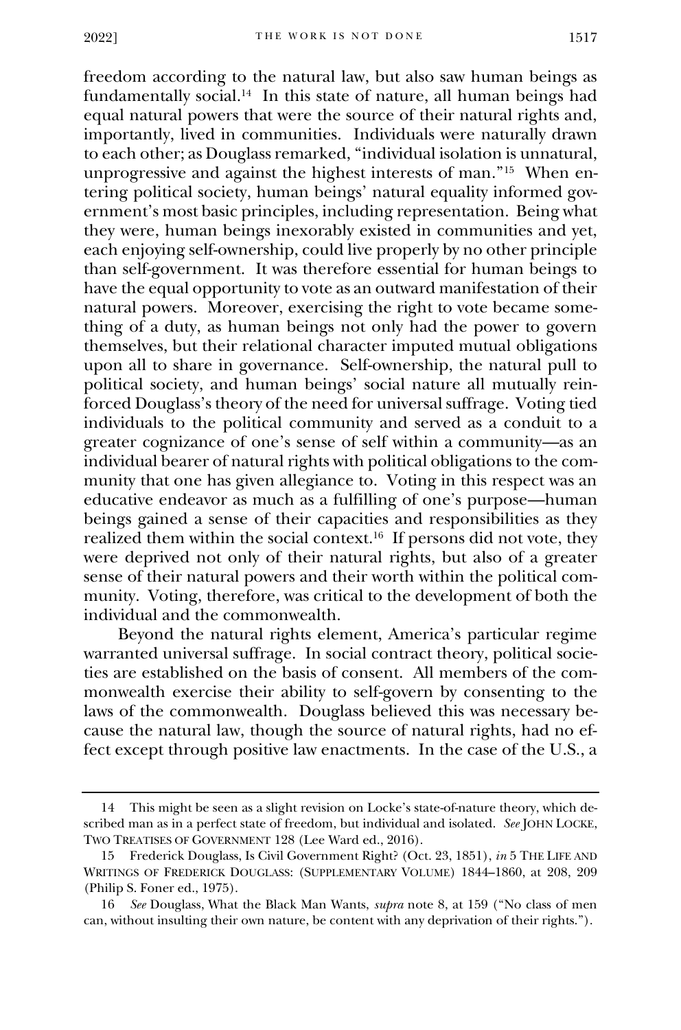freedom according to the natural law, but also saw human beings as fundamentally social.[14] In this state of nature, all human beings had equal natural powers that were the source of their natural rights and, importantly, lived in communities. Individuals were naturally drawn to each other; as Douglass remarked, "individual isolation is unnatural, unprogressive and against the highest interests of man."[15] When entering political society, human beings' natural equality informed government's most basic principles, including representation. Being what they were, human beings inexorably existed in communities and yet, each enjoying self-ownership, could live properly by no other principle than self-government. It was therefore essential for human beings to have the equal opportunity to vote as an outward manifestation of their natural powers. Moreover, exercising the right to vote became something of a duty, as human beings not only had the power to govern themselves, but their relational character imputed mutual obligations upon all to share in governance. Self-ownership, the natural pull to political society, and human beings' social nature all mutually reinforced Douglass's theory of the need for universal suffrage. Voting tied individuals to the political community and served as a conduit to a greater cognizance of one's sense of self within a community—as an individual bearer of natural rights with political obligations to the community that one has given allegiance to. Voting in this respect was an educative endeavor as much as a fulfilling of one's purpose—human beings gained a sense of their capacities and responsibilities as they realized them within the social context.[16] If persons did not vote, they were deprived not only of their natural rights, but also of a greater sense of their natural powers and their worth within the political community. Voting, therefore, was critical to the development of both the individual and the commonwealth.

Beyond the natural rights element, America's particular regime warranted universal suffrage. In social contract theory, political societies are established on the basis of consent. All members of the commonwealth exercise their ability to self-govern by consenting to the laws of the commonwealth. Douglass believed this was necessary because the natural law, though the source of natural rights, had no effect except through positive law enactments. In the case of the U.S., a

---

14 This might be seen as a slight revision on Locke's state-of-nature theory, which described man as in a perfect state of freedom, but individual and isolated. *See* JOHN LOCKE, TWO TREATISES OF GOVERNMENT 128 (Lee Ward ed., 2016).

15 Frederick Douglass, Is Civil Government Right? (Oct. 23, 1851), *in* 5 THE LIFE AND WRITINGS OF FREDERICK DOUGLASS: (SUPPLEMENTARY VOLUME) 1844–1860, at 208, 209 (Philip S. Foner ed., 1975).

16 *See* Douglass, What the Black Man Wants, *supra* note 8, at 159 ("No class of men can, without insulting their own nature, be content with any deprivation of their rights.").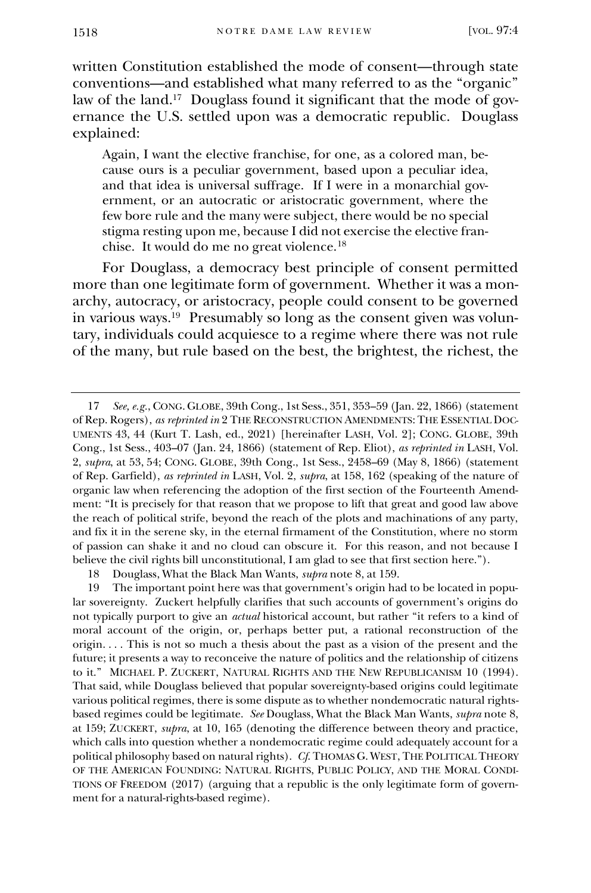written Constitution established the mode of consent—through state conventions—and established what many referred to as the "organic" law of the land.[17] Douglass found it significant that the mode of governance the U.S. settled upon was a democratic republic. Douglass explained:

> Again, I want the elective franchise, for one, as a colored man, because ours is a peculiar government, based upon a peculiar idea, and that idea is universal suffrage. If I were in a monarchial government, or an autocratic or aristocratic government, where the few bore rule and the many were subject, there would be no special stigma resting upon me, because I did not exercise the elective franchise. It would do me no great violence.[18]

For Douglass, a democracy best principle of consent permitted more than one legitimate form of government. Whether it was a monarchy, autocracy, or aristocracy, people could consent to be governed in various ways.[19] Presumably so long as the consent given was voluntary, individuals could acquiesce to a regime where there was not rule of the many, but rule based on the best, the brightest, the richest, the

---

17 *See, e.g.*, CONG. GLOBE, 39th Cong., 1st Sess., 351, 353–59 (Jan. 22, 1866) (statement of Rep. Rogers), *as reprinted in* 2 THE RECONSTRUCTION AMENDMENTS: THE ESSENTIAL DOCUMENTS 43, 44 (Kurt T. Lash, ed., 2021) [hereinafter LASH, Vol. 2]; CONG. GLOBE, 39th Cong., 1st Sess., 403–07 (Jan. 24, 1866) (statement of Rep. Eliot), *as reprinted in* LASH, Vol. 2, *supra*, at 53, 54; CONG. GLOBE, 39th Cong., 1st Sess., 2458–69 (May 8, 1866) (statement of Rep. Garfield), *as reprinted in* LASH, Vol. 2, *supra*, at 158, 162 (speaking of the nature of organic law when referencing the adoption of the first section of the Fourteenth Amendment: "It is precisely for that reason that we propose to lift that great and good law above the reach of political strife, beyond the reach of the plots and machinations of any party, and fix it in the serene sky, in the eternal firmament of the Constitution, where no storm of passion can shake it and no cloud can obscure it. For this reason, and not because I believe the civil rights bill unconstitutional, I am glad to see that first section here.").

18 Douglass, What the Black Man Wants, *supra* note 8, at 159.

19 The important point here was that government's origin had to be located in popular sovereignty. Zuckert helpfully clarifies that such accounts of government's origins do not typically purport to give an *actual* historical account, but rather "it refers to a kind of moral account of the origin, or, perhaps better put, a rational reconstruction of the origin. . . . This is not so much a thesis about the past as a vision of the present and the future; it presents a way to reconceive the nature of politics and the relationship of citizens to it." MICHAEL P. ZUCKERT, NATURAL RIGHTS AND THE NEW REPUBLICANISM 10 (1994). That said, while Douglass believed that popular sovereignty-based origins could legitimate various political regimes, there is some dispute as to whether nondemocratic natural rights-based regimes could be legitimate. *See* Douglass, What the Black Man Wants, *supra* note 8, at 159; ZUCKERT, *supra*, at 10, 165 (denoting the difference between theory and practice, which calls into question whether a nondemocratic regime could adequately account for a political philosophy based on natural rights). *Cf.* THOMAS G. WEST, THE POLITICAL THEORY OF THE AMERICAN FOUNDING: NATURAL RIGHTS, PUBLIC POLICY, AND THE MORAL CONDITIONS OF FREEDOM (2017) (arguing that a republic is the only legitimate form of government for a natural-rights-based regime).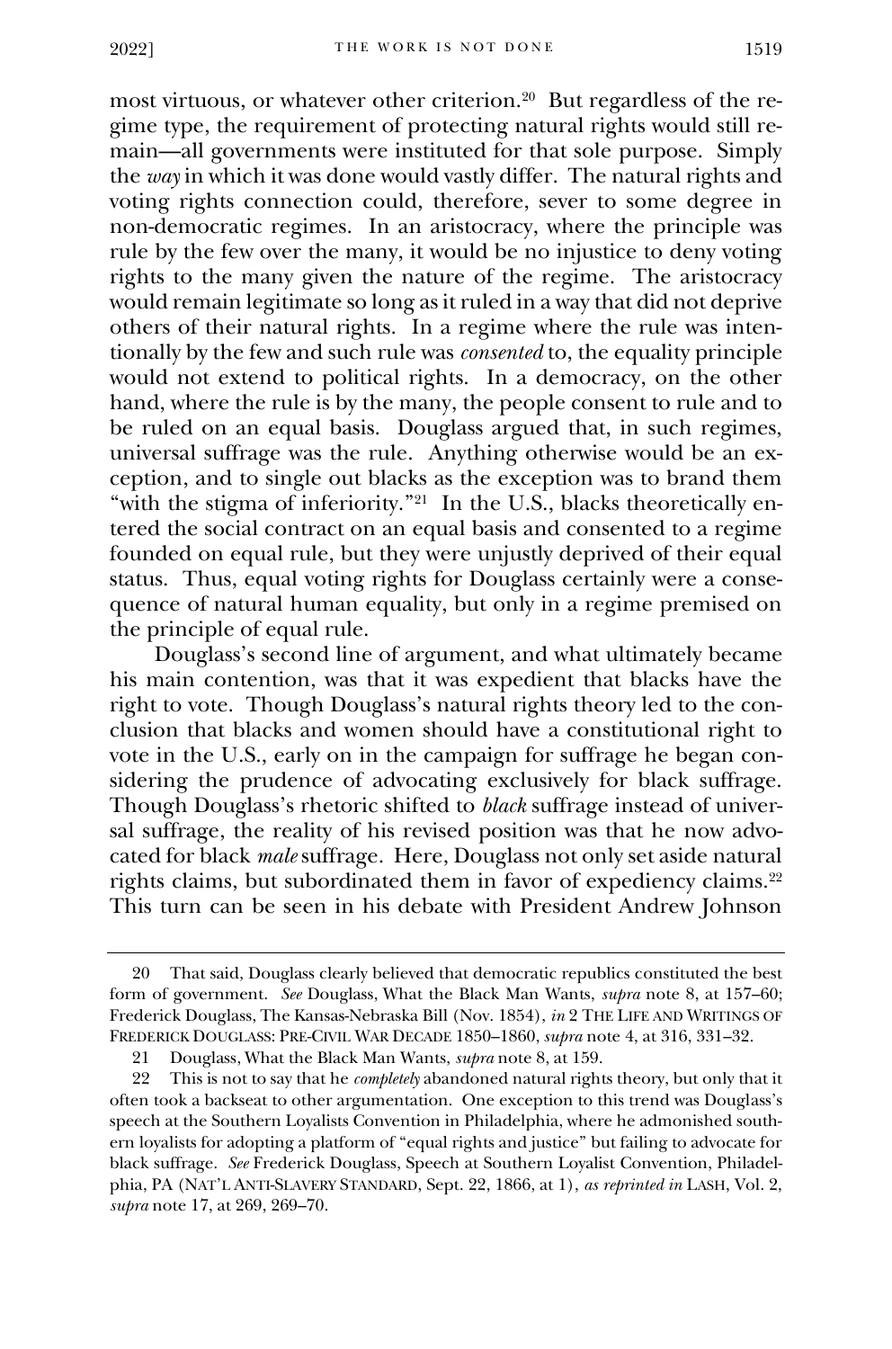most virtuous, or whatever other criterion.[20] But regardless of the regime type, the requirement of protecting natural rights would still remain—all governments were instituted for that sole purpose. Simply the *way* in which it was done would vastly differ. The natural rights and voting rights connection could, therefore, sever to some degree in non-democratic regimes. In an aristocracy, where the principle was rule by the few over the many, it would be no injustice to deny voting rights to the many given the nature of the regime. The aristocracy would remain legitimate so long as it ruled in a way that did not deprive others of their natural rights. In a regime where the rule was intentionally by the few and such rule was *consented* to, the equality principle would not extend to political rights. In a democracy, on the other hand, where the rule is by the many, the people consent to rule and to be ruled on an equal basis. Douglass argued that, in such regimes, universal suffrage was the rule. Anything otherwise would be an exception, and to single out blacks as the exception was to brand them "with the stigma of inferiority."[21] In the U.S., blacks theoretically entered the social contract on an equal basis and consented to a regime founded on equal rule, but they were unjustly deprived of their equal status. Thus, equal voting rights for Douglass certainly were a consequence of natural human equality, but only in a regime premised on the principle of equal rule.

Douglass's second line of argument, and what ultimately became his main contention, was that it was expedient that blacks have the right to vote. Though Douglass's natural rights theory led to the conclusion that blacks and women should have a constitutional right to vote in the U.S., early on in the campaign for suffrage he began considering the prudence of advocating exclusively for black suffrage. Though Douglass's rhetoric shifted to *black* suffrage instead of universal suffrage, the reality of his revised position was that he now advocated for black *male* suffrage. Here, Douglass not only set aside natural rights claims, but subordinated them in favor of expediency claims.[22] This turn can be seen in his debate with President Andrew Johnson

---

20 That said, Douglass clearly believed that democratic republics constituted the best form of government. *See* Douglass, What the Black Man Wants, *supra* note 8, at 157–60; Frederick Douglass, The Kansas-Nebraska Bill (Nov. 1854), *in* 2 THE LIFE AND WRITINGS OF FREDERICK DOUGLASS: PRE-CIVIL WAR DECADE 1850–1860, *supra* note 4, at 316, 331–32.

21 Douglass, What the Black Man Wants, *supra* note 8, at 159.

22 This is not to say that he *completely* abandoned natural rights theory, but only that it often took a backseat to other argumentation. One exception to this trend was Douglass's speech at the Southern Loyalists Convention in Philadelphia, where he admonished southern loyalists for adopting a platform of "equal rights and justice" but failing to advocate for black suffrage. *See* Frederick Douglass, Speech at Southern Loyalist Convention, Philadelphia, PA (NAT'L ANTI-SLAVERY STANDARD, Sept. 22, 1866, at 1), *as reprinted in* LASH, Vol. 2, *supra* note 17, at 269, 269–70.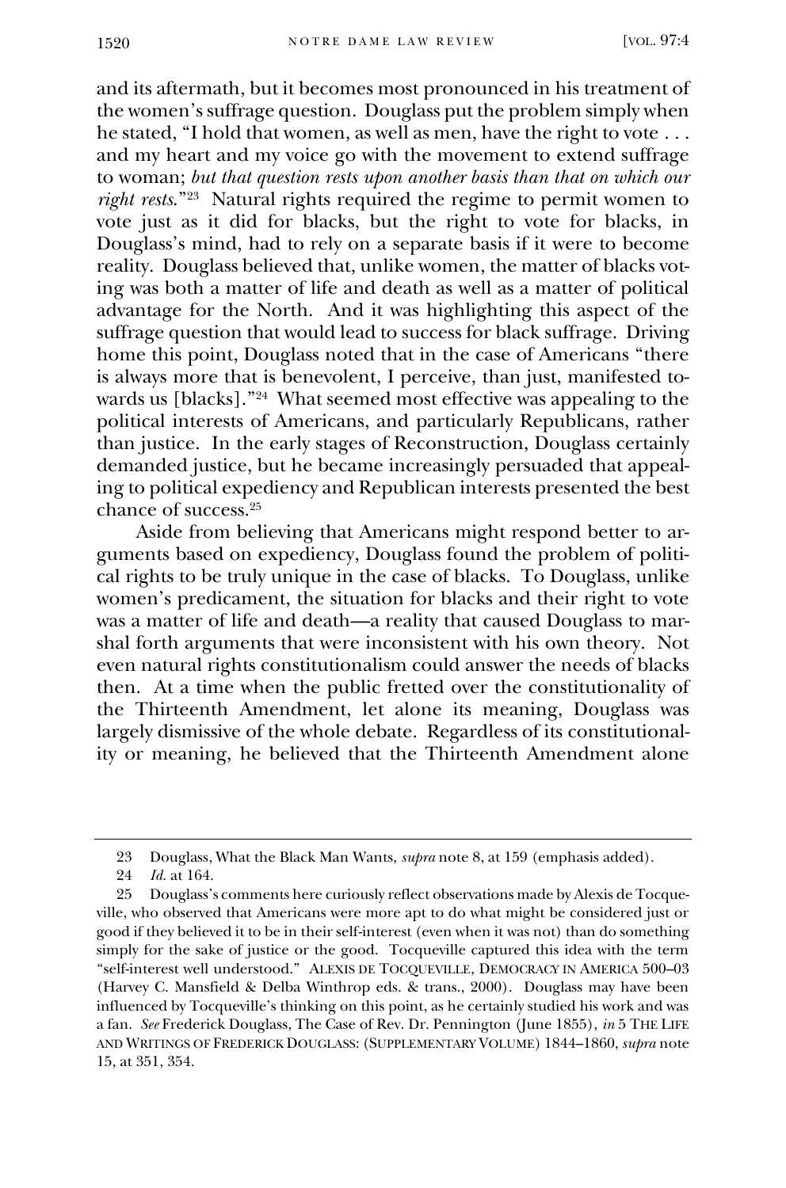and its aftermath, but it becomes most pronounced in his treatment of the women's suffrage question. Douglass put the problem simply when he stated, "I hold that women, as well as men, have the right to vote . . . and my heart and my voice go with the movement to extend suffrage to woman; *but that question rests upon another basis than that on which our right rests.*"[23] Natural rights required the regime to permit women to vote just as it did for blacks, but the right to vote for blacks, in Douglass's mind, had to rely on a separate basis if it were to become reality. Douglass believed that, unlike women, the matter of blacks voting was both a matter of life and death as well as a matter of political advantage for the North. And it was highlighting this aspect of the suffrage question that would lead to success for black suffrage. Driving home this point, Douglass noted that in the case of Americans "there is always more that is benevolent, I perceive, than just, manifested towards us [blacks]."[24] What seemed most effective was appealing to the political interests of Americans, and particularly Republicans, rather than justice. In the early stages of Reconstruction, Douglass certainly demanded justice, but he became increasingly persuaded that appealing to political expediency and Republican interests presented the best chance of success.[25]

Aside from believing that Americans might respond better to arguments based on expediency, Douglass found the problem of political rights to be truly unique in the case of blacks. To Douglass, unlike women's predicament, the situation for blacks and their right to vote was a matter of life and death—a reality that caused Douglass to marshal forth arguments that were inconsistent with his own theory. Not even natural rights constitutionalism could answer the needs of blacks then. At a time when the public fretted over the constitutionality of the Thirteenth Amendment, let alone its meaning, Douglass was largely dismissive of the whole debate. Regardless of its constitutionality or meaning, he believed that the Thirteenth Amendment alone

---

23 Douglass, What the Black Man Wants, *supra* note 8, at 159 (emphasis added).

24 *Id.* at 164.

25 Douglass's comments here curiously reflect observations made by Alexis de Tocqueville, who observed that Americans were more apt to do what might be considered just or good if they believed it to be in their self-interest (even when it was not) than do something simply for the sake of justice or the good. Tocqueville captured this idea with the term "self-interest well understood." ALEXIS DE TOCQUEVILLE, DEMOCRACY IN AMERICA 500–03 (Harvey C. Mansfield & Delba Winthrop eds. & trans., 2000). Douglass may have been influenced by Tocqueville's thinking on this point, as he certainly studied his work and was a fan. *See* Frederick Douglass, The Case of Rev. Dr. Pennington (June 1855), *in* 5 THE LIFE AND WRITINGS OF FREDERICK DOUGLASS: (SUPPLEMENTARY VOLUME) 1844–1860, *supra* note 15, at 351, 354.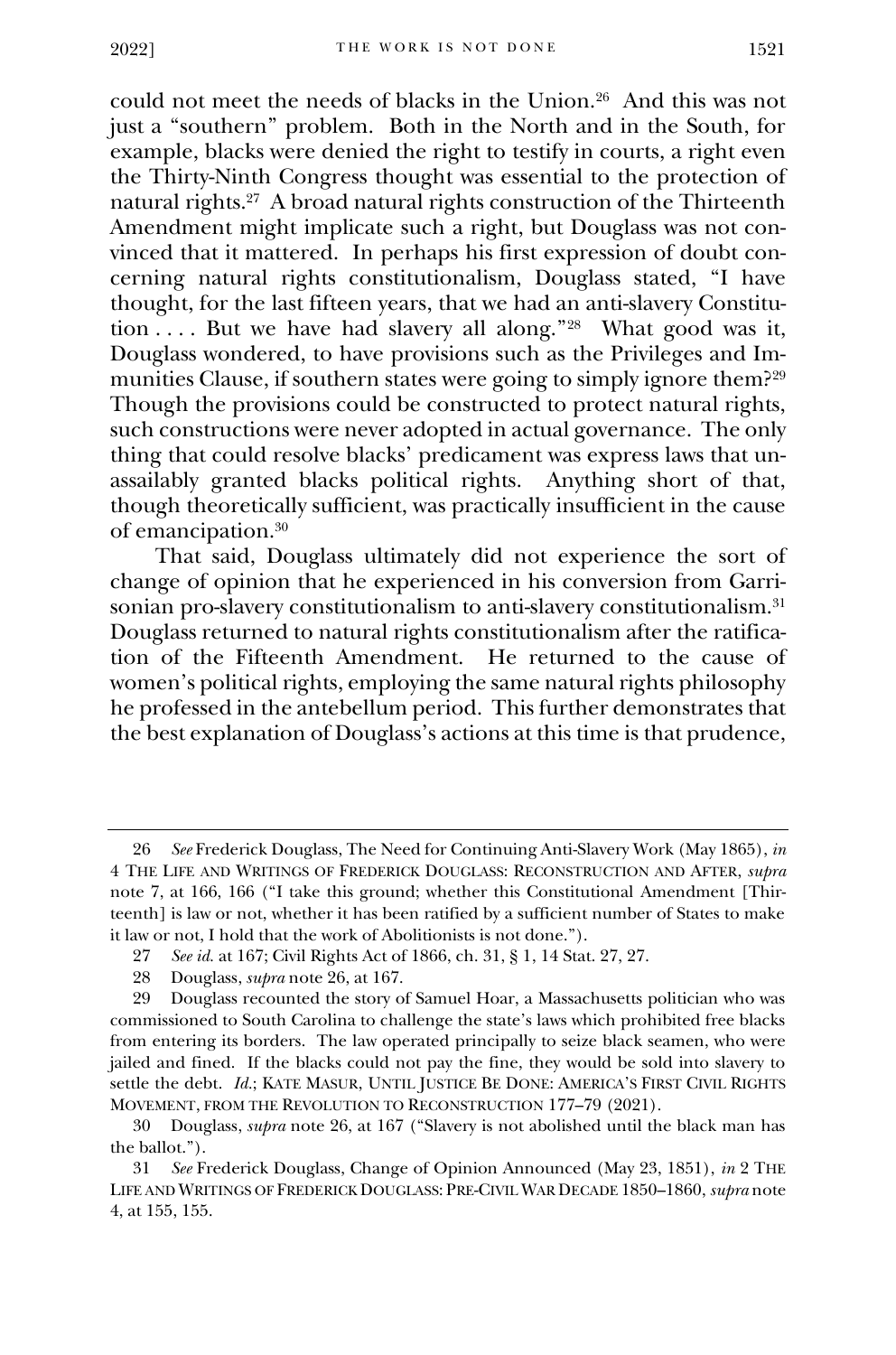could not meet the needs of blacks in the Union.[26] And this was not just a "southern" problem. Both in the North and in the South, for example, blacks were denied the right to testify in courts, a right even the Thirty-Ninth Congress thought was essential to the protection of natural rights.[27] A broad natural rights construction of the Thirteenth Amendment might implicate such a right, but Douglass was not convinced that it mattered. In perhaps his first expression of doubt concerning natural rights constitutionalism, Douglass stated, "I have thought, for the last fifteen years, that we had an anti-slavery Constitution . . . . But we have had slavery all along."[28] What good was it, Douglass wondered, to have provisions such as the Privileges and Immunities Clause, if southern states were going to simply ignore them?[29] Though the provisions could be constructed to protect natural rights, such constructions were never adopted in actual governance. The only thing that could resolve blacks' predicament was express laws that unassailably granted blacks political rights. Anything short of that, though theoretically sufficient, was practically insufficient in the cause of emancipation.[30]

That said, Douglass ultimately did not experience the sort of change of opinion that he experienced in his conversion from Garrisonian pro-slavery constitutionalism to anti-slavery constitutionalism.[31] Douglass returned to natural rights constitutionalism after the ratification of the Fifteenth Amendment. He returned to the cause of women's political rights, employing the same natural rights philosophy he professed in the antebellum period. This further demonstrates that the best explanation of Douglass's actions at this time is that prudence,

---

26 *See* Frederick Douglass, The Need for Continuing Anti-Slavery Work (May 1865), *in* 4 THE LIFE AND WRITINGS OF FREDERICK DOUGLASS: RECONSTRUCTION AND AFTER, *supra* note 7, at 166, 166 ("I take this ground; whether this Constitutional Amendment [Thirteenth] is law or not, whether it has been ratified by a sufficient number of States to make it law or not, I hold that the work of Abolitionists is not done.").

27 *See id.* at 167; Civil Rights Act of 1866, ch. 31, § 1, 14 Stat. 27, 27.

28 Douglass, *supra* note 26, at 167.

29 Douglass recounted the story of Samuel Hoar, a Massachusetts politician who was commissioned to South Carolina to challenge the state's laws which prohibited free blacks from entering its borders. The law operated principally to seize black seamen, who were jailed and fined. If the blacks could not pay the fine, they would be sold into slavery to settle the debt. *Id.*; KATE MASUR, UNTIL JUSTICE BE DONE: AMERICA'S FIRST CIVIL RIGHTS MOVEMENT, FROM THE REVOLUTION TO RECONSTRUCTION 177–79 (2021).

30 Douglass, *supra* note 26, at 167 ("Slavery is not abolished until the black man has the ballot.").

31 *See* Frederick Douglass, Change of Opinion Announced (May 23, 1851), *in* 2 THE LIFE AND WRITINGS OF FREDERICK DOUGLASS: PRE-CIVIL WAR DECADE 1850–1860, *supra* note 4, at 155, 155.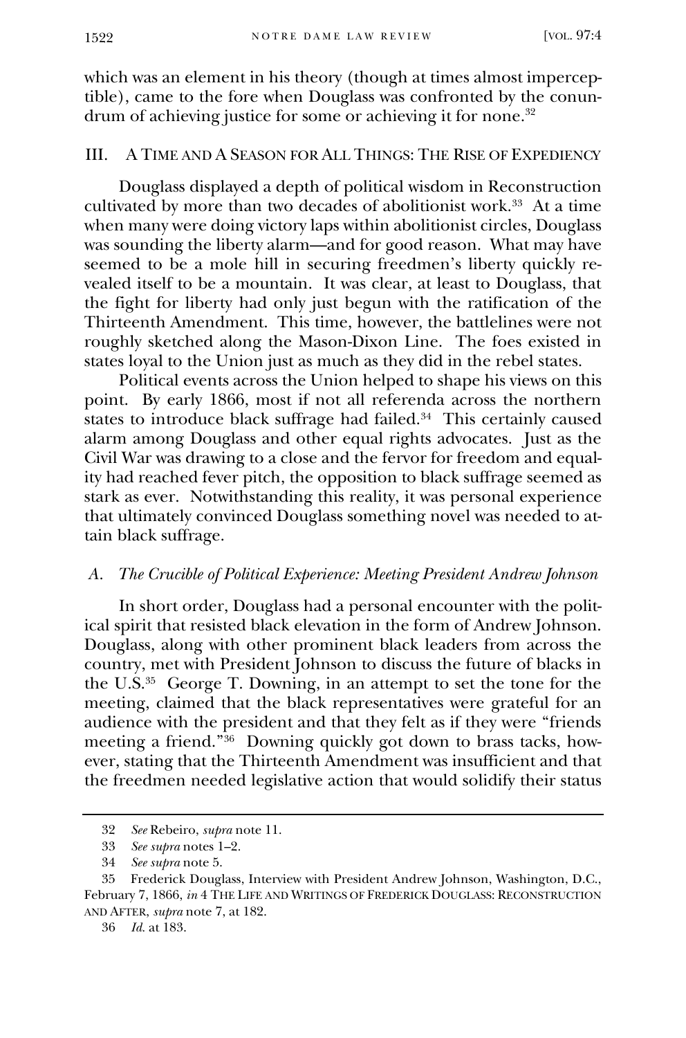which was an element in his theory (though at times almost imperceptible), came to the fore when Douglass was confronted by the conundrum of achieving justice for some or achieving it for none.[32]

## III. A Time and A Season for All Things: The Rise of Expediency

Douglass displayed a depth of political wisdom in Reconstruction cultivated by more than two decades of abolitionist work.[33] At a time when many were doing victory laps within abolitionist circles, Douglass was sounding the liberty alarm—and for good reason. What may have seemed to be a mole hill in securing freedmen's liberty quickly revealed itself to be a mountain. It was clear, at least to Douglass, that the fight for liberty had only just begun with the ratification of the Thirteenth Amendment. This time, however, the battlelines were not roughly sketched along the Mason-Dixon Line. The foes existed in states loyal to the Union just as much as they did in the rebel states.

Political events across the Union helped to shape his views on this point. By early 1866, most if not all referenda across the northern states to introduce black suffrage had failed.[34] This certainly caused alarm among Douglass and other equal rights advocates. Just as the Civil War was drawing to a close and the fervor for freedom and equality had reached fever pitch, the opposition to black suffrage seemed as stark as ever. Notwithstanding this reality, it was personal experience that ultimately convinced Douglass something novel was needed to attain black suffrage.

### *A. The Crucible of Political Experience: Meeting President Andrew Johnson*

In short order, Douglass had a personal encounter with the political spirit that resisted black elevation in the form of Andrew Johnson. Douglass, along with other prominent black leaders from across the country, met with President Johnson to discuss the future of blacks in the U.S.[35] George T. Downing, in an attempt to set the tone for the meeting, claimed that the black representatives were grateful for an audience with the president and that they felt as if they were "friends meeting a friend."[36] Downing quickly got down to brass tacks, however, stating that the Thirteenth Amendment was insufficient and that the freedmen needed legislative action that would solidify their status

---

32 *See* Rebeiro, *supra* note 11.

33 *See supra* notes 1–2.

34 *See supra* note 5.

35 Frederick Douglass, Interview with President Andrew Johnson, Washington, D.C., February 7, 1866, *in* 4 The Life and Writings of Frederick Douglass: Reconstruction and After, *supra* note 7, at 182.

36 *Id.* at 183.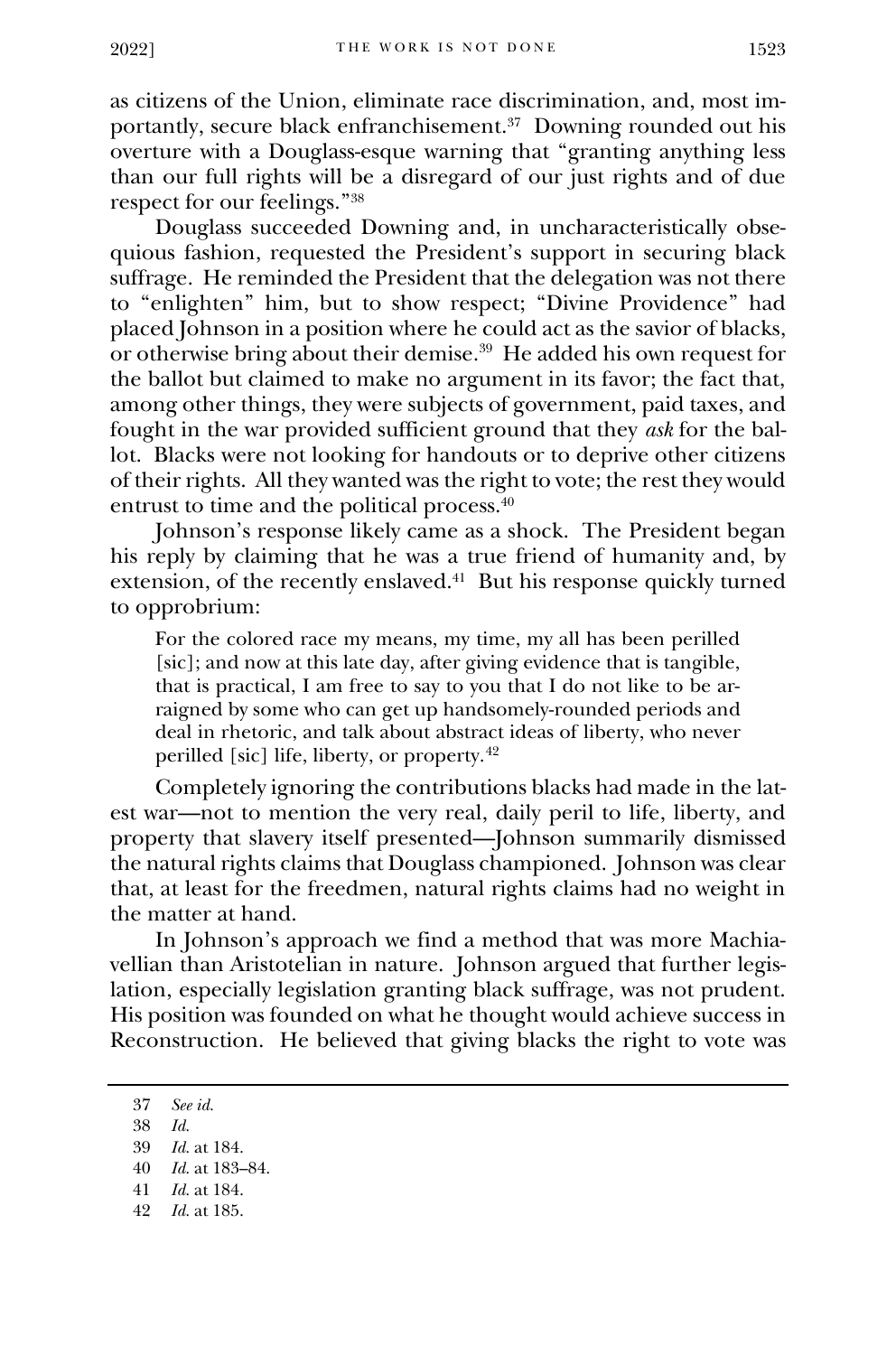as citizens of the Union, eliminate race discrimination, and, most importantly, secure black enfranchisement.[37] Downing rounded out his overture with a Douglass-esque warning that "granting anything less than our full rights will be a disregard of our just rights and of due respect for our feelings."[38]

Douglass succeeded Downing and, in uncharacteristically obsequious fashion, requested the President's support in securing black suffrage. He reminded the President that the delegation was not there to "enlighten" him, but to show respect; "Divine Providence" had placed Johnson in a position where he could act as the savior of blacks, or otherwise bring about their demise.[39] He added his own request for the ballot but claimed to make no argument in its favor; the fact that, among other things, they were subjects of government, paid taxes, and fought in the war provided sufficient ground that they *ask* for the ballot. Blacks were not looking for handouts or to deprive other citizens of their rights. All they wanted was the right to vote; the rest they would entrust to time and the political process.[40]

Johnson's response likely came as a shock. The President began his reply by claiming that he was a true friend of humanity and, by extension, of the recently enslaved.[41] But his response quickly turned to opprobrium:

> For the colored race my means, my time, my all has been perilled [sic]; and now at this late day, after giving evidence that is tangible, that is practical, I am free to say to you that I do not like to be arraigned by some who can get up handsomely-rounded periods and deal in rhetoric, and talk about abstract ideas of liberty, who never perilled [sic] life, liberty, or property.[42]

Completely ignoring the contributions blacks had made in the latest war—not to mention the very real, daily peril to life, liberty, and property that slavery itself presented—Johnson summarily dismissed the natural rights claims that Douglass championed. Johnson was clear that, at least for the freedmen, natural rights claims had no weight in the matter at hand.

In Johnson's approach we find a method that was more Machiavellian than Aristotelian in nature. Johnson argued that further legislation, especially legislation granting black suffrage, was not prudent. His position was founded on what he thought would achieve success in Reconstruction. He believed that giving blacks the right to vote was

---

37 *See id.*

38 *Id.*

39 *Id.* at 184.

40 *Id.* at 183–84.

41 *Id.* at 184.

42 *Id.* at 185.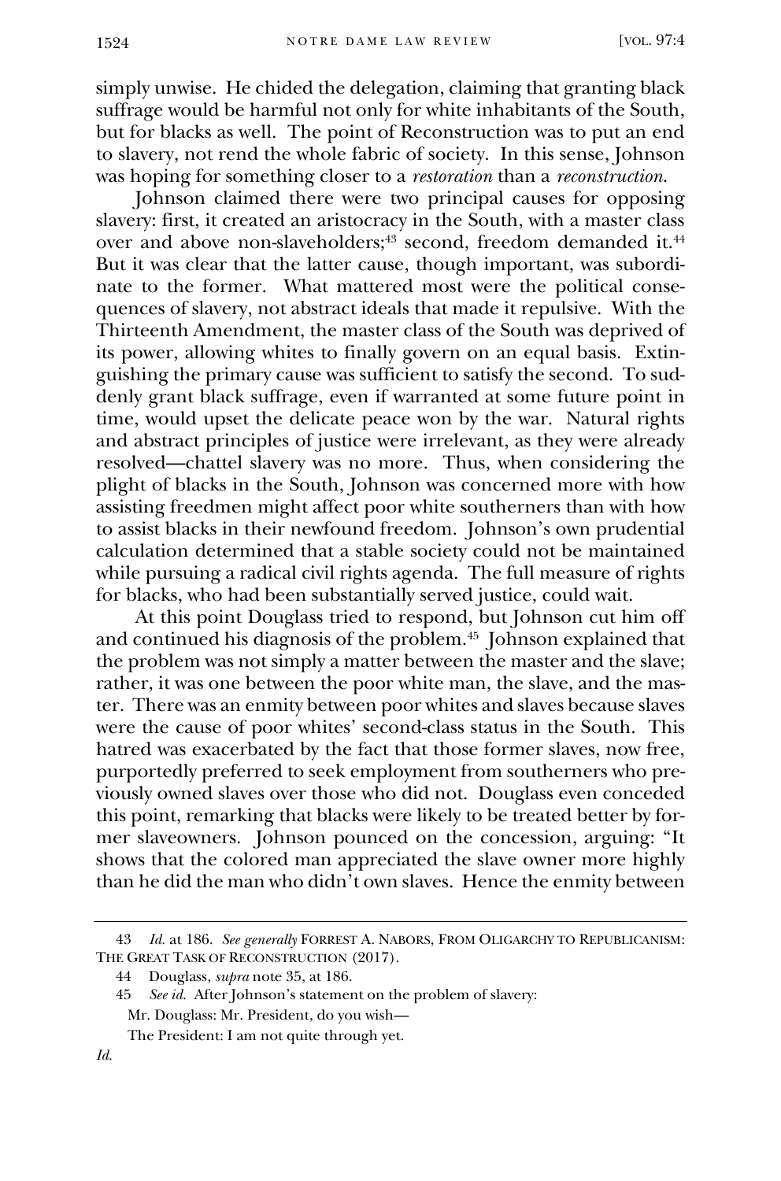simply unwise. He chided the delegation, claiming that granting black suffrage would be harmful not only for white inhabitants of the South, but for blacks as well. The point of Reconstruction was to put an end to slavery, not rend the whole fabric of society. In this sense, Johnson was hoping for something closer to a *restoration* than a *reconstruction*.

Johnson claimed there were two principal causes for opposing slavery: first, it created an aristocracy in the South, with a master class over and above non-slaveholders;[43] second, freedom demanded it.[44] But it was clear that the latter cause, though important, was subordinate to the former. What mattered most were the political consequences of slavery, not abstract ideals that made it repulsive. With the Thirteenth Amendment, the master class of the South was deprived of its power, allowing whites to finally govern on an equal basis. Extinguishing the primary cause was sufficient to satisfy the second. To suddenly grant black suffrage, even if warranted at some future point in time, would upset the delicate peace won by the war. Natural rights and abstract principles of justice were irrelevant, as they were already resolved—chattel slavery was no more. Thus, when considering the plight of blacks in the South, Johnson was concerned more with how assisting freedmen might affect poor white southerners than with how to assist blacks in their newfound freedom. Johnson's own prudential calculation determined that a stable society could not be maintained while pursuing a radical civil rights agenda. The full measure of rights for blacks, who had been substantially served justice, could wait.

At this point Douglass tried to respond, but Johnson cut him off and continued his diagnosis of the problem.[45] Johnson explained that the problem was not simply a matter between the master and the slave; rather, it was one between the poor white man, the slave, and the master. There was an enmity between poor whites and slaves because slaves were the cause of poor whites' second-class status in the South. This hatred was exacerbated by the fact that those former slaves, now free, purportedly preferred to seek employment from southerners who previously owned slaves over those who did not. Douglass even conceded this point, remarking that blacks were likely to be treated better by former slaveowners. Johnson pounced on the concession, arguing: "It shows that the colored man appreciated the slave owner more highly than he did the man who didn't own slaves. Hence the enmity between

---

43 *Id.* at 186. *See generally* FORREST A. NABORS, FROM OLIGARCHY TO REPUBLICANISM: THE GREAT TASK OF RECONSTRUCTION (2017).

44 Douglass, *supra* note 35, at 186.

45 *See id.* After Johnson's statement on the problem of slavery:

Mr. Douglass: Mr. President, do you wish—

The President: I am not quite through yet.

*Id.*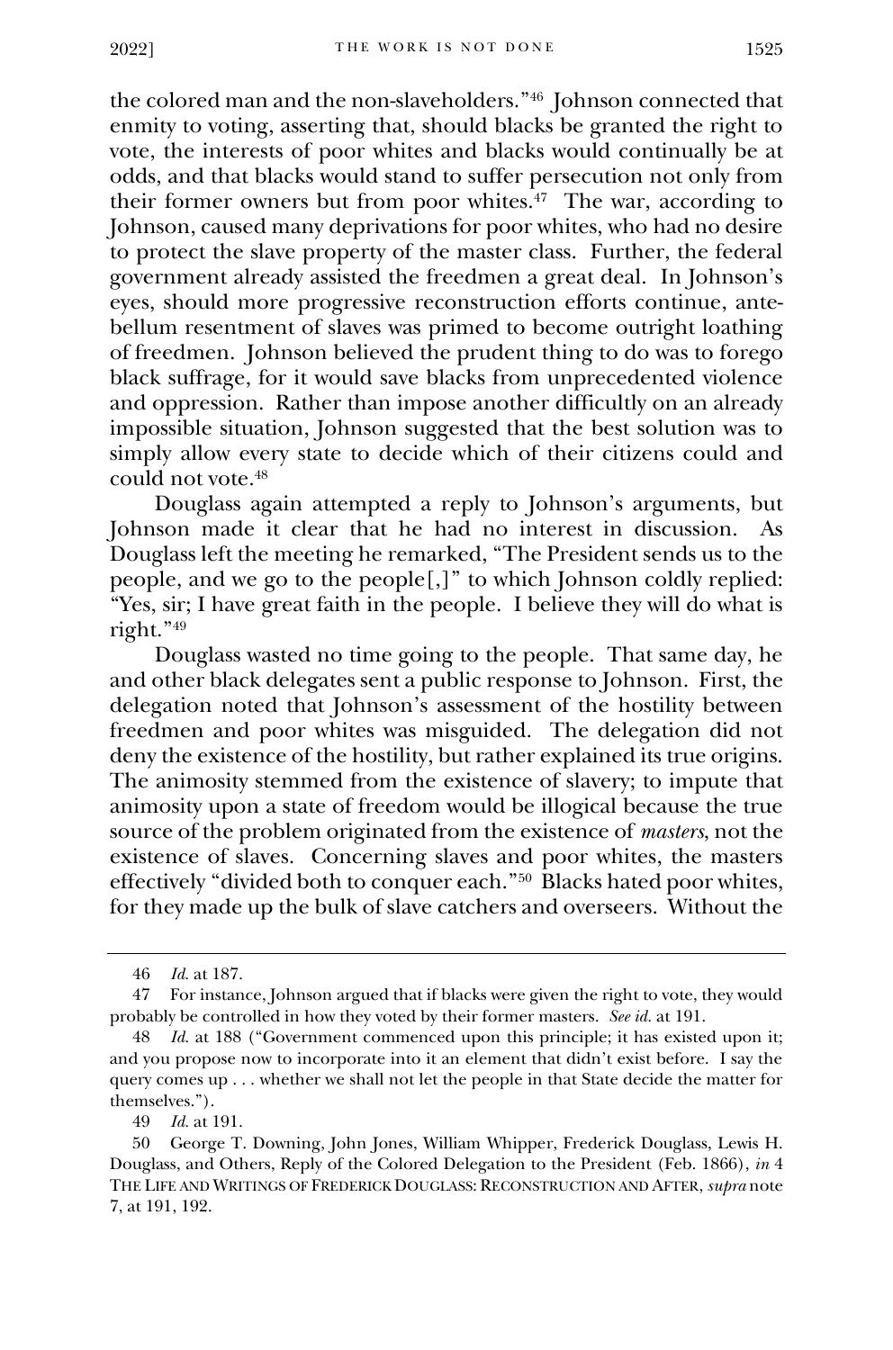the colored man and the non-slaveholders."[46] Johnson connected that enmity to voting, asserting that, should blacks be granted the right to vote, the interests of poor whites and blacks would continually be at odds, and that blacks would stand to suffer persecution not only from their former owners but from poor whites.[47] The war, according to Johnson, caused many deprivations for poor whites, who had no desire to protect the slave property of the master class. Further, the federal government already assisted the freedmen a great deal. In Johnson's eyes, should more progressive reconstruction efforts continue, antebellum resentment of slaves was primed to become outright loathing of freedmen. Johnson believed the prudent thing to do was to forego black suffrage, for it would save blacks from unprecedented violence and oppression. Rather than impose another difficultly on an already impossible situation, Johnson suggested that the best solution was to simply allow every state to decide which of their citizens could and could not vote.[48]

Douglass again attempted a reply to Johnson's arguments, but Johnson made it clear that he had no interest in discussion. As Douglass left the meeting he remarked, "The President sends us to the people, and we go to the people[,]" to which Johnson coldly replied: "Yes, sir; I have great faith in the people. I believe they will do what is right."[49]

Douglass wasted no time going to the people. That same day, he and other black delegates sent a public response to Johnson. First, the delegation noted that Johnson's assessment of the hostility between freedmen and poor whites was misguided. The delegation did not deny the existence of the hostility, but rather explained its true origins. The animosity stemmed from the existence of slavery; to impute that animosity upon a state of freedom would be illogical because the true source of the problem originated from the existence of *masters*, not the existence of slaves. Concerning slaves and poor whites, the masters effectively "divided both to conquer each."[50] Blacks hated poor whites, for they made up the bulk of slave catchers and overseers. Without the

---

46 *Id.* at 187.

47 For instance, Johnson argued that if blacks were given the right to vote, they would probably be controlled in how they voted by their former masters. *See id.* at 191.

48 *Id.* at 188 ("Government commenced upon this principle; it has existed upon it; and you propose now to incorporate into it an element that didn't exist before. I say the query comes up . . . whether we shall not let the people in that State decide the matter for themselves.").

49 *Id.* at 191.

50 George T. Downing, John Jones, William Whipper, Frederick Douglass, Lewis H. Douglass, and Others, Reply of the Colored Delegation to the President (Feb. 1866), *in* 4 THE LIFE AND WRITINGS OF FREDERICK DOUGLASS: RECONSTRUCTION AND AFTER, *supra* note 7, at 191, 192.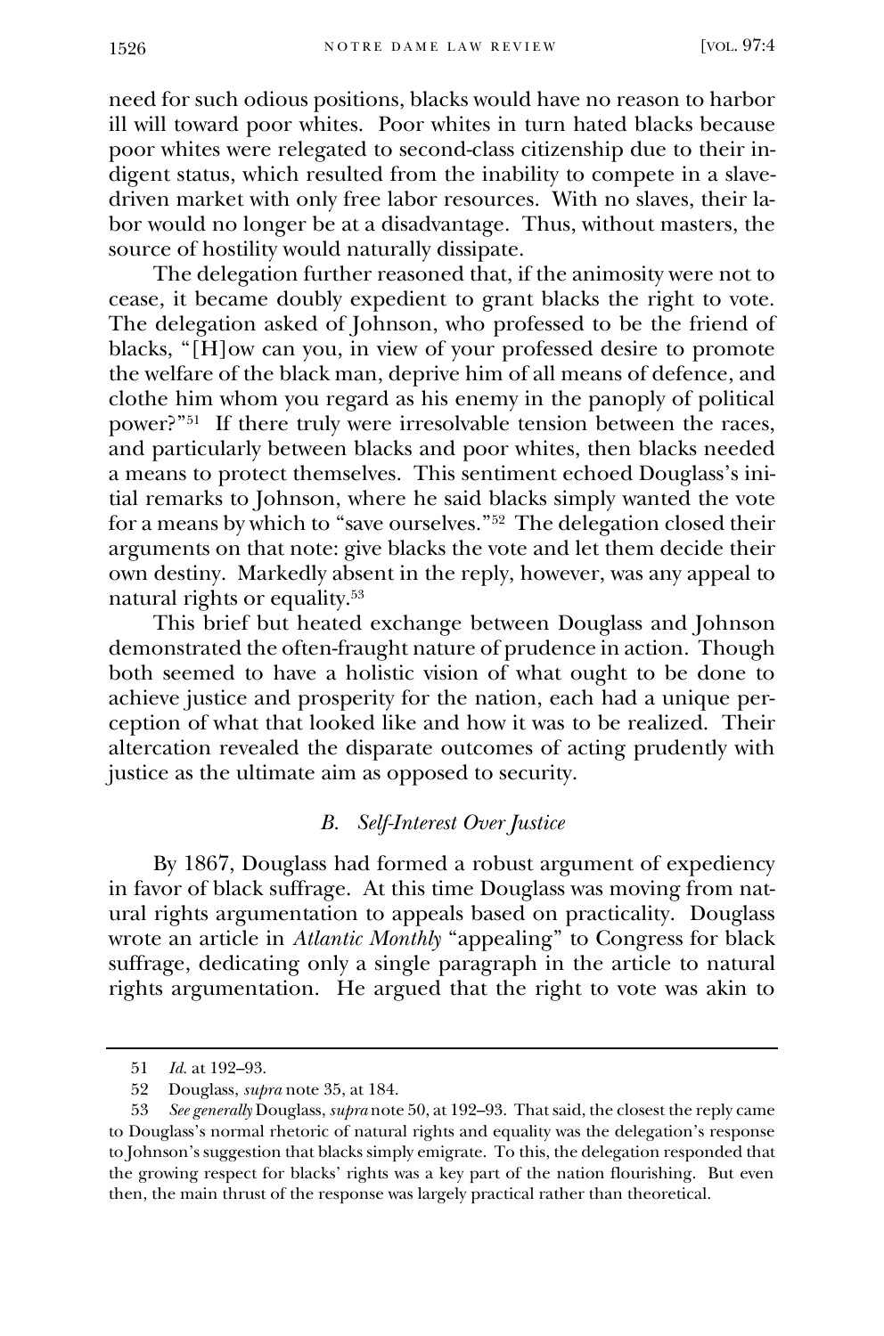need for such odious positions, blacks would have no reason to harbor ill will toward poor whites. Poor whites in turn hated blacks because poor whites were relegated to second-class citizenship due to their indigent status, which resulted from the inability to compete in a slave-driven market with only free labor resources. With no slaves, their labor would no longer be at a disadvantage. Thus, without masters, the source of hostility would naturally dissipate.

The delegation further reasoned that, if the animosity were not to cease, it became doubly expedient to grant blacks the right to vote. The delegation asked of Johnson, who professed to be the friend of blacks, "[H]ow can you, in view of your professed desire to promote the welfare of the black man, deprive him of all means of defence, and clothe him whom you regard as his enemy in the panoply of political power?"[51] If there truly were irresolvable tension between the races, and particularly between blacks and poor whites, then blacks needed a means to protect themselves. This sentiment echoed Douglass's initial remarks to Johnson, where he said blacks simply wanted the vote for a means by which to "save ourselves."[52] The delegation closed their arguments on that note: give blacks the vote and let them decide their own destiny. Markedly absent in the reply, however, was any appeal to natural rights or equality.[53]

This brief but heated exchange between Douglass and Johnson demonstrated the often-fraught nature of prudence in action. Though both seemed to have a holistic vision of what ought to be done to achieve justice and prosperity for the nation, each had a unique perception of what that looked like and how it was to be realized. Their altercation revealed the disparate outcomes of acting prudently with justice as the ultimate aim as opposed to security.

### *B. Self-Interest Over Justice*

By 1867, Douglass had formed a robust argument of expediency in favor of black suffrage. At this time Douglass was moving from natural rights argumentation to appeals based on practicality. Douglass wrote an article in *Atlantic Monthly* "appealing" to Congress for black suffrage, dedicating only a single paragraph in the article to natural rights argumentation. He argued that the right to vote was akin to

---

51 *Id.* at 192–93.

52 Douglass, *supra* note 35, at 184.

53 *See generally* Douglass, *supra* note 50, at 192–93. That said, the closest the reply came to Douglass's normal rhetoric of natural rights and equality was the delegation's response to Johnson's suggestion that blacks simply emigrate. To this, the delegation responded that the growing respect for blacks' rights was a key part of the nation flourishing. But even then, the main thrust of the response was largely practical rather than theoretical.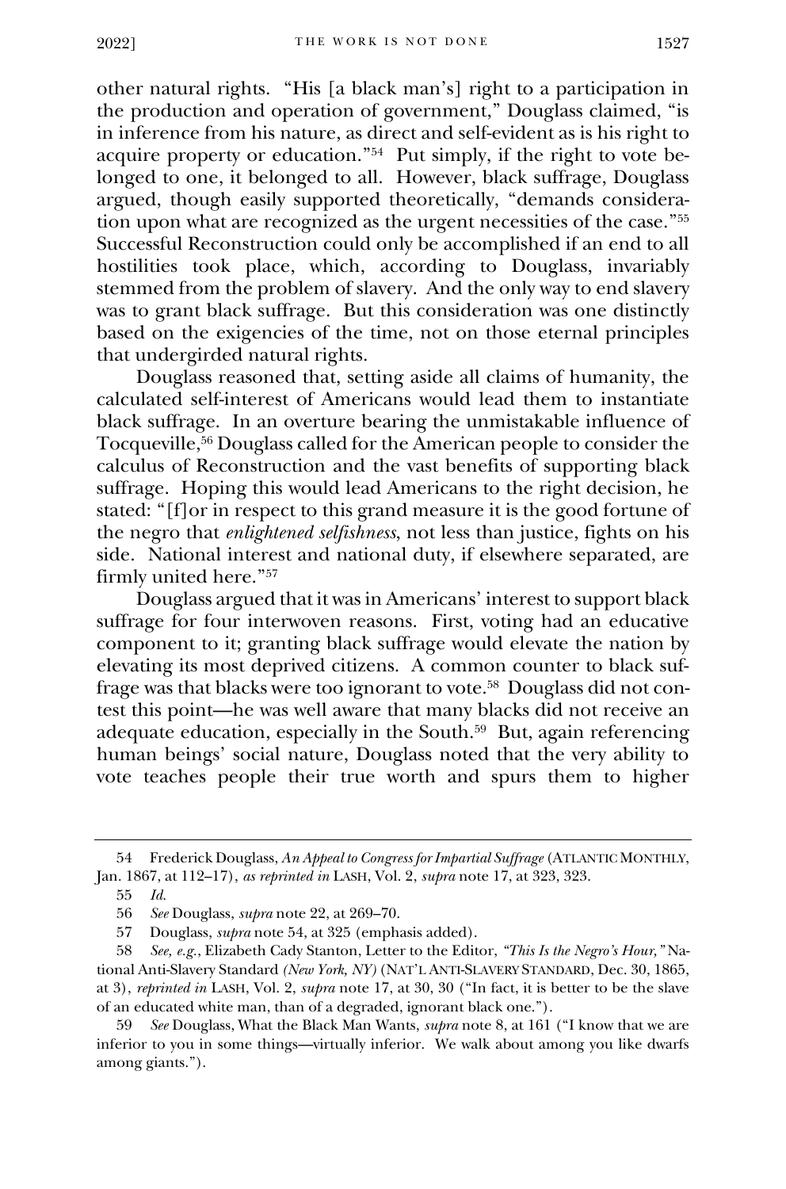other natural rights. "His [a black man's] right to a participation in the production and operation of government," Douglass claimed, "is in inference from his nature, as direct and self-evident as is his right to acquire property or education."[54] Put simply, if the right to vote belonged to one, it belonged to all. However, black suffrage, Douglass argued, though easily supported theoretically, "demands consideration upon what are recognized as the urgent necessities of the case."[55] Successful Reconstruction could only be accomplished if an end to all hostilities took place, which, according to Douglass, invariably stemmed from the problem of slavery. And the only way to end slavery was to grant black suffrage. But this consideration was one distinctly based on the exigencies of the time, not on those eternal principles that undergirded natural rights.

Douglass reasoned that, setting aside all claims of humanity, the calculated self-interest of Americans would lead them to instantiate black suffrage. In an overture bearing the unmistakable influence of Tocqueville,[56] Douglass called for the American people to consider the calculus of Reconstruction and the vast benefits of supporting black suffrage. Hoping this would lead Americans to the right decision, he stated: "[f]or in respect to this grand measure it is the good fortune of the negro that *enlightened selfishness*, not less than justice, fights on his side. National interest and national duty, if elsewhere separated, are firmly united here."[57]

Douglass argued that it was in Americans' interest to support black suffrage for four interwoven reasons. First, voting had an educative component to it; granting black suffrage would elevate the nation by elevating its most deprived citizens. A common counter to black suffrage was that blacks were too ignorant to vote.[58] Douglass did not contest this point—he was well aware that many blacks did not receive an adequate education, especially in the South.[59] But, again referencing human beings' social nature, Douglass noted that the very ability to vote teaches people their true worth and spurs them to higher

---

54 Frederick Douglass, *An Appeal to Congress for Impartial Suffrage* (ATLANTIC MONTHLY, Jan. 1867, at 112–17), *as reprinted in* LASH, Vol. 2, *supra* note 17, at 323, 323.

55 *Id.*

56 *See* Douglass, *supra* note 22, at 269–70.

57 Douglass, *supra* note 54, at 325 (emphasis added).

58 *See, e.g.*, Elizabeth Cady Stanton, Letter to the Editor, *"This Is the Negro's Hour,"* National Anti-Slavery Standard *(New York, NY)* (NAT'L ANTI-SLAVERY STANDARD, Dec. 30, 1865, at 3), *reprinted in* LASH, Vol. 2, *supra* note 17, at 30, 30 ("In fact, it is better to be the slave of an educated white man, than of a degraded, ignorant black one.").

59 *See* Douglass, What the Black Man Wants, *supra* note 8, at 161 ("I know that we are inferior to you in some things—virtually inferior. We walk about among you like dwarfs among giants.").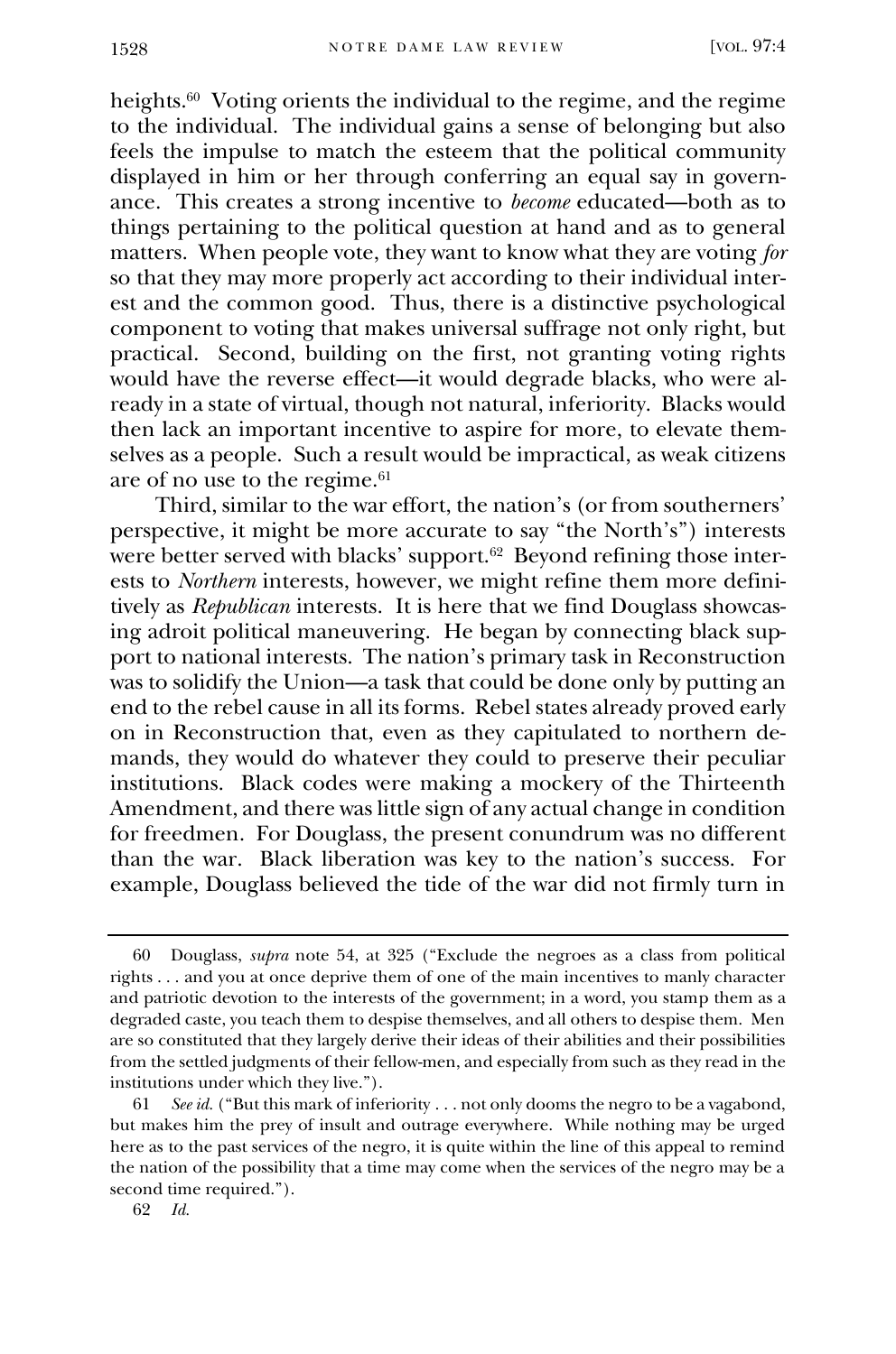heights.[60] Voting orients the individual to the regime, and the regime to the individual. The individual gains a sense of belonging but also feels the impulse to match the esteem that the political community displayed in him or her through conferring an equal say in governance. This creates a strong incentive to *become* educated—both as to things pertaining to the political question at hand and as to general matters. When people vote, they want to know what they are voting *for* so that they may more properly act according to their individual interest and the common good. Thus, there is a distinctive psychological component to voting that makes universal suffrage not only right, but practical. Second, building on the first, not granting voting rights would have the reverse effect—it would degrade blacks, who were already in a state of virtual, though not natural, inferiority. Blacks would then lack an important incentive to aspire for more, to elevate themselves as a people. Such a result would be impractical, as weak citizens are of no use to the regime.[61]

Third, similar to the war effort, the nation's (or from southerners' perspective, it might be more accurate to say "the North's") interests were better served with blacks' support.[62] Beyond refining those interests to *Northern* interests, however, we might refine them more definitively as *Republican* interests. It is here that we find Douglass showcasing adroit political maneuvering. He began by connecting black support to national interests. The nation's primary task in Reconstruction was to solidify the Union—a task that could be done only by putting an end to the rebel cause in all its forms. Rebel states already proved early on in Reconstruction that, even as they capitulated to northern demands, they would do whatever they could to preserve their peculiar institutions. Black codes were making a mockery of the Thirteenth Amendment, and there was little sign of any actual change in condition for freedmen. For Douglass, the present conundrum was no different than the war. Black liberation was key to the nation's success. For example, Douglass believed the tide of the war did not firmly turn in

---

60 Douglass, *supra* note 54, at 325 ("Exclude the negroes as a class from political rights . . . and you at once deprive them of one of the main incentives to manly character and patriotic devotion to the interests of the government; in a word, you stamp them as a degraded caste, you teach them to despise themselves, and all others to despise them. Men are so constituted that they largely derive their ideas of their abilities and their possibilities from the settled judgments of their fellow-men, and especially from such as they read in the institutions under which they live.").

61 *See id.* ("But this mark of inferiority . . . not only dooms the negro to be a vagabond, but makes him the prey of insult and outrage everywhere. While nothing may be urged here as to the past services of the negro, it is quite within the line of this appeal to remind the nation of the possibility that a time may come when the services of the negro may be a second time required.").

62 *Id.*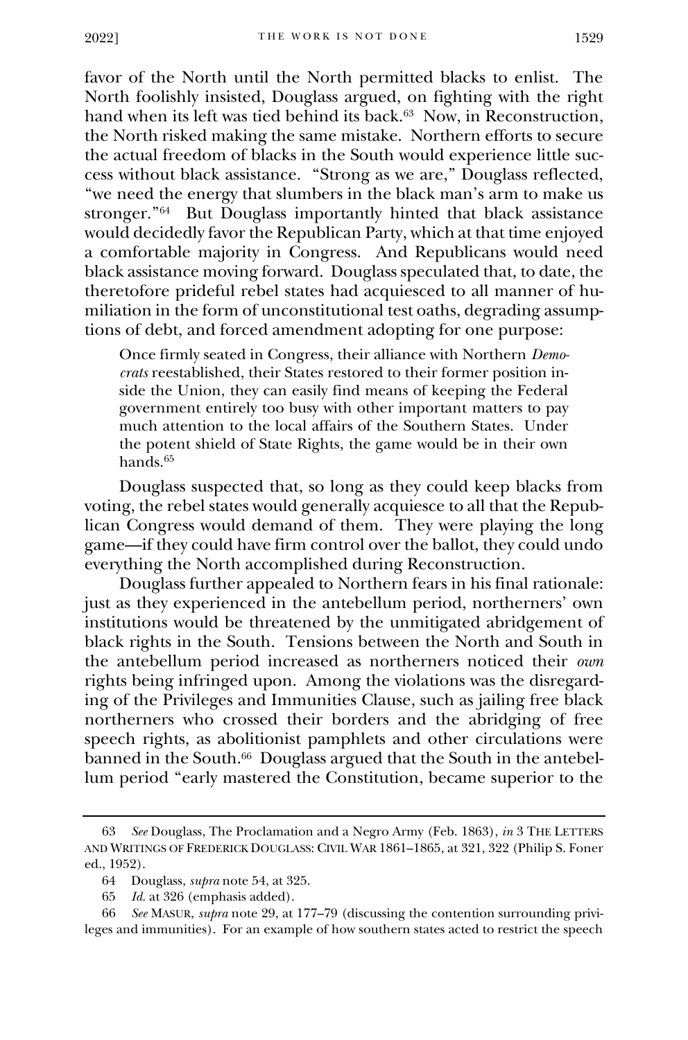favor of the North until the North permitted blacks to enlist. The North foolishly insisted, Douglass argued, on fighting with the right hand when its left was tied behind its back.[63] Now, in Reconstruction, the North risked making the same mistake. Northern efforts to secure the actual freedom of blacks in the South would experience little success without black assistance. "Strong as we are," Douglass reflected, "we need the energy that slumbers in the black man's arm to make us stronger."[64] But Douglass importantly hinted that black assistance would decidedly favor the Republican Party, which at that time enjoyed a comfortable majority in Congress. And Republicans would need black assistance moving forward. Douglass speculated that, to date, the theretofore prideful rebel states had acquiesced to all manner of humiliation in the form of unconstitutional test oaths, degrading assumptions of debt, and forced amendment adopting for one purpose:

> Once firmly seated in Congress, their alliance with Northern *Democrats* reestablished, their States restored to their former position inside the Union, they can easily find means of keeping the Federal government entirely too busy with other important matters to pay much attention to the local affairs of the Southern States. Under the potent shield of State Rights, the game would be in their own hands.[65]

Douglass suspected that, so long as they could keep blacks from voting, the rebel states would generally acquiesce to all that the Republican Congress would demand of them. They were playing the long game—if they could have firm control over the ballot, they could undo everything the North accomplished during Reconstruction.

Douglass further appealed to Northern fears in his final rationale: just as they experienced in the antebellum period, northerners' own institutions would be threatened by the unmitigated abridgement of black rights in the South. Tensions between the North and South in the antebellum period increased as northerners noticed their *own* rights being infringed upon. Among the violations was the disregarding of the Privileges and Immunities Clause, such as jailing free black northerners who crossed their borders and the abridging of free speech rights, as abolitionist pamphlets and other circulations were banned in the South.[66] Douglass argued that the South in the antebellum period "early mastered the Constitution, became superior to the

---

63 *See* Douglass, The Proclamation and a Negro Army (Feb. 1863), *in* 3 THE LETTERS AND WRITINGS OF FREDERICK DOUGLASS: CIVIL WAR 1861–1865, at 321, 322 (Philip S. Foner ed., 1952).

64 Douglass, *supra* note 54, at 325.

65 *Id.* at 326 (emphasis added).

66 *See* MASUR, *supra* note 29, at 177–79 (discussing the contention surrounding privileges and immunities). For an example of how southern states acted to restrict the speech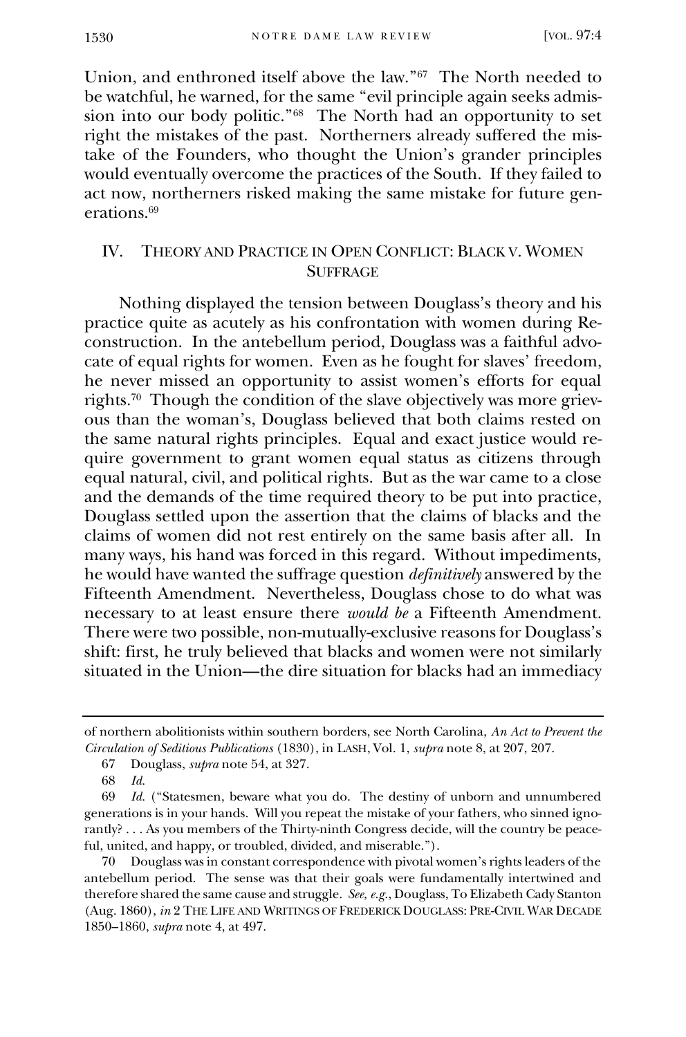Union, and enthroned itself above the law."[67] The North needed to be watchful, he warned, for the same "evil principle again seeks admission into our body politic."[68] The North had an opportunity to set right the mistakes of the past. Northerners already suffered the mistake of the Founders, who thought the Union's grander principles would eventually overcome the practices of the South. If they failed to act now, northerners risked making the same mistake for future generations.[69]

## IV. Theory and Practice in Open Conflict: Black v. Women Suffrage

Nothing displayed the tension between Douglass's theory and his practice quite as acutely as his confrontation with women during Reconstruction. In the antebellum period, Douglass was a faithful advocate of equal rights for women. Even as he fought for slaves' freedom, he never missed an opportunity to assist women's efforts for equal rights.[70] Though the condition of the slave objectively was more grievous than the woman's, Douglass believed that both claims rested on the same natural rights principles. Equal and exact justice would require government to grant women equal status as citizens through equal natural, civil, and political rights. But as the war came to a close and the demands of the time required theory to be put into practice, Douglass settled upon the assertion that the claims of blacks and the claims of women did not rest entirely on the same basis after all. In many ways, his hand was forced in this regard. Without impediments, he would have wanted the suffrage question *definitively* answered by the Fifteenth Amendment. Nevertheless, Douglass chose to do what was necessary to at least ensure there *would be* a Fifteenth Amendment. There were two possible, non-mutually-exclusive reasons for Douglass's shift: first, he truly believed that blacks and women were not similarly situated in the Union—the dire situation for blacks had an immediacy

---

of northern abolitionists within southern borders, see North Carolina, *An Act to Prevent the Circulation of Seditious Publications* (1830), in LASH, Vol. 1, *supra* note 8, at 207, 207.

67 Douglass, *supra* note 54, at 327.

68 *Id.*

69 *Id.* ("Statesmen, beware what you do. The destiny of unborn and unnumbered generations is in your hands. Will you repeat the mistake of your fathers, who sinned ignorantly? . . . As you members of the Thirty-ninth Congress decide, will the country be peaceful, united, and happy, or troubled, divided, and miserable.").

70 Douglass was in constant correspondence with pivotal women's rights leaders of the antebellum period. The sense was that their goals were fundamentally intertwined and therefore shared the same cause and struggle. *See, e.g.*, Douglass, To Elizabeth Cady Stanton (Aug. 1860), *in* 2 THE LIFE AND WRITINGS OF FREDERICK DOUGLASS: PRE-CIVIL WAR DECADE 1850–1860, *supra* note 4, at 497.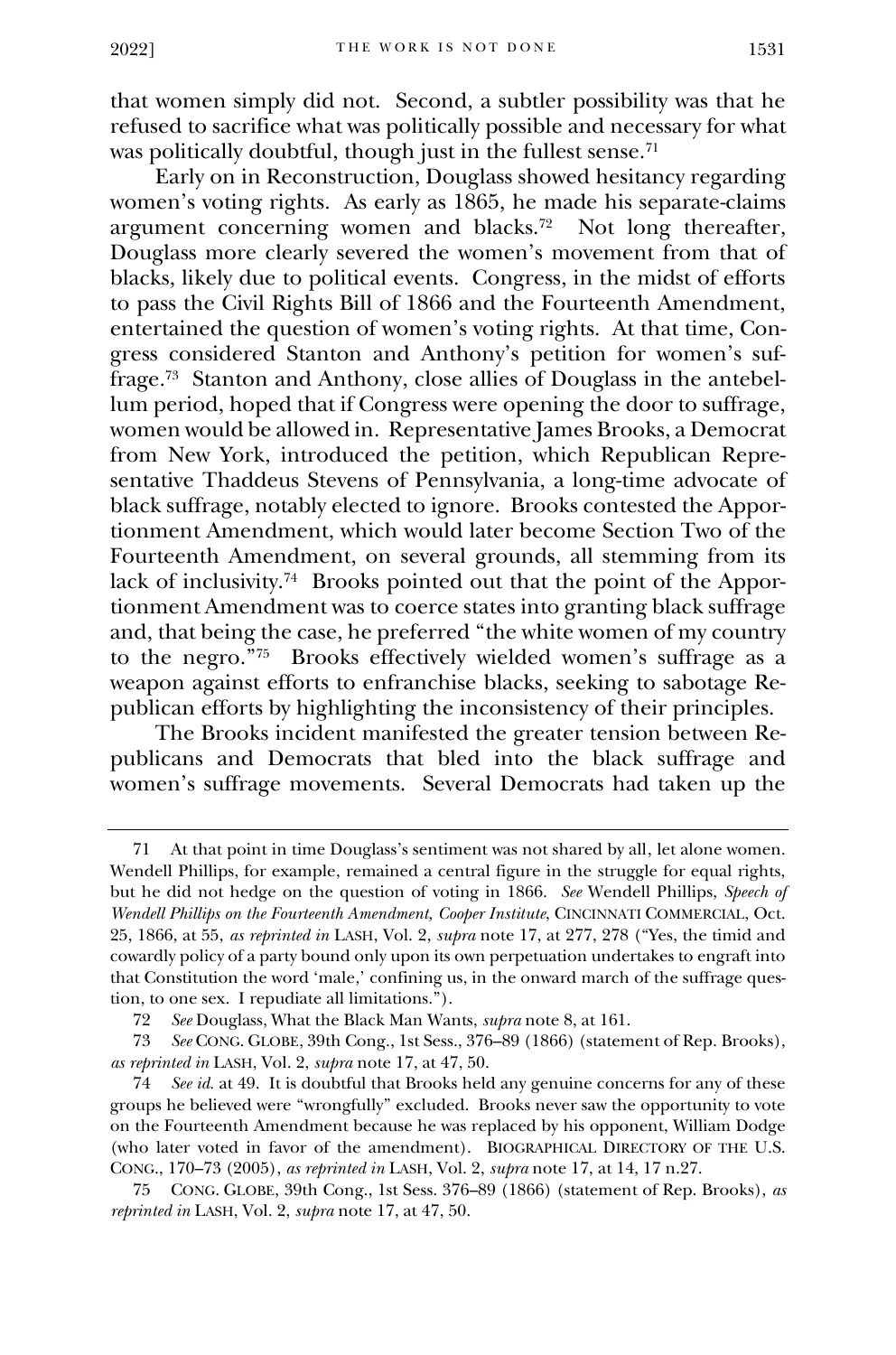that women simply did not. Second, a subtler possibility was that he refused to sacrifice what was politically possible and necessary for what was politically doubtful, though just in the fullest sense.[71]

Early on in Reconstruction, Douglass showed hesitancy regarding women's voting rights. As early as 1865, he made his separate-claims argument concerning women and blacks.[72] Not long thereafter, Douglass more clearly severed the women's movement from that of blacks, likely due to political events. Congress, in the midst of efforts to pass the Civil Rights Bill of 1866 and the Fourteenth Amendment, entertained the question of women's voting rights. At that time, Congress considered Stanton and Anthony's petition for women's suffrage.[73] Stanton and Anthony, close allies of Douglass in the antebellum period, hoped that if Congress were opening the door to suffrage, women would be allowed in. Representative James Brooks, a Democrat from New York, introduced the petition, which Republican Representative Thaddeus Stevens of Pennsylvania, a long-time advocate of black suffrage, notably elected to ignore. Brooks contested the Apportionment Amendment, which would later become Section Two of the Fourteenth Amendment, on several grounds, all stemming from its lack of inclusivity.[74] Brooks pointed out that the point of the Apportionment Amendment was to coerce states into granting black suffrage and, that being the case, he preferred "the white women of my country to the negro."[75] Brooks effectively wielded women's suffrage as a weapon against efforts to enfranchise blacks, seeking to sabotage Republican efforts by highlighting the inconsistency of their principles.

The Brooks incident manifested the greater tension between Republicans and Democrats that bled into the black suffrage and women's suffrage movements. Several Democrats had taken up the

---

71 At that point in time Douglass's sentiment was not shared by all, let alone women. Wendell Phillips, for example, remained a central figure in the struggle for equal rights, but he did not hedge on the question of voting in 1866. *See* Wendell Phillips, *Speech of Wendell Phillips on the Fourteenth Amendment, Cooper Institute*, CINCINNATI COMMERCIAL, Oct. 25, 1866, at 55, *as reprinted in* LASH, Vol. 2, *supra* note 17, at 277, 278 ("Yes, the timid and cowardly policy of a party bound only upon its own perpetuation undertakes to engraft into that Constitution the word 'male,' confining us, in the onward march of the suffrage question, to one sex. I repudiate all limitations.").

72 *See* Douglass, What the Black Man Wants, *supra* note 8, at 161.

73 *See* CONG. GLOBE, 39th Cong., 1st Sess., 376–89 (1866) (statement of Rep. Brooks), *as reprinted in* LASH, Vol. 2, *supra* note 17, at 47, 50.

74 *See id.* at 49. It is doubtful that Brooks held any genuine concerns for any of these groups he believed were "wrongfully" excluded. Brooks never saw the opportunity to vote on the Fourteenth Amendment because he was replaced by his opponent, William Dodge (who later voted in favor of the amendment). BIOGRAPHICAL DIRECTORY OF THE U.S. CONG., 170–73 (2005), *as reprinted in* LASH, Vol. 2, *supra* note 17, at 14, 17 n.27.

75 CONG. GLOBE, 39th Cong., 1st Sess. 376–89 (1866) (statement of Rep. Brooks), *as reprinted in* LASH, Vol. 2, *supra* note 17, at 47, 50.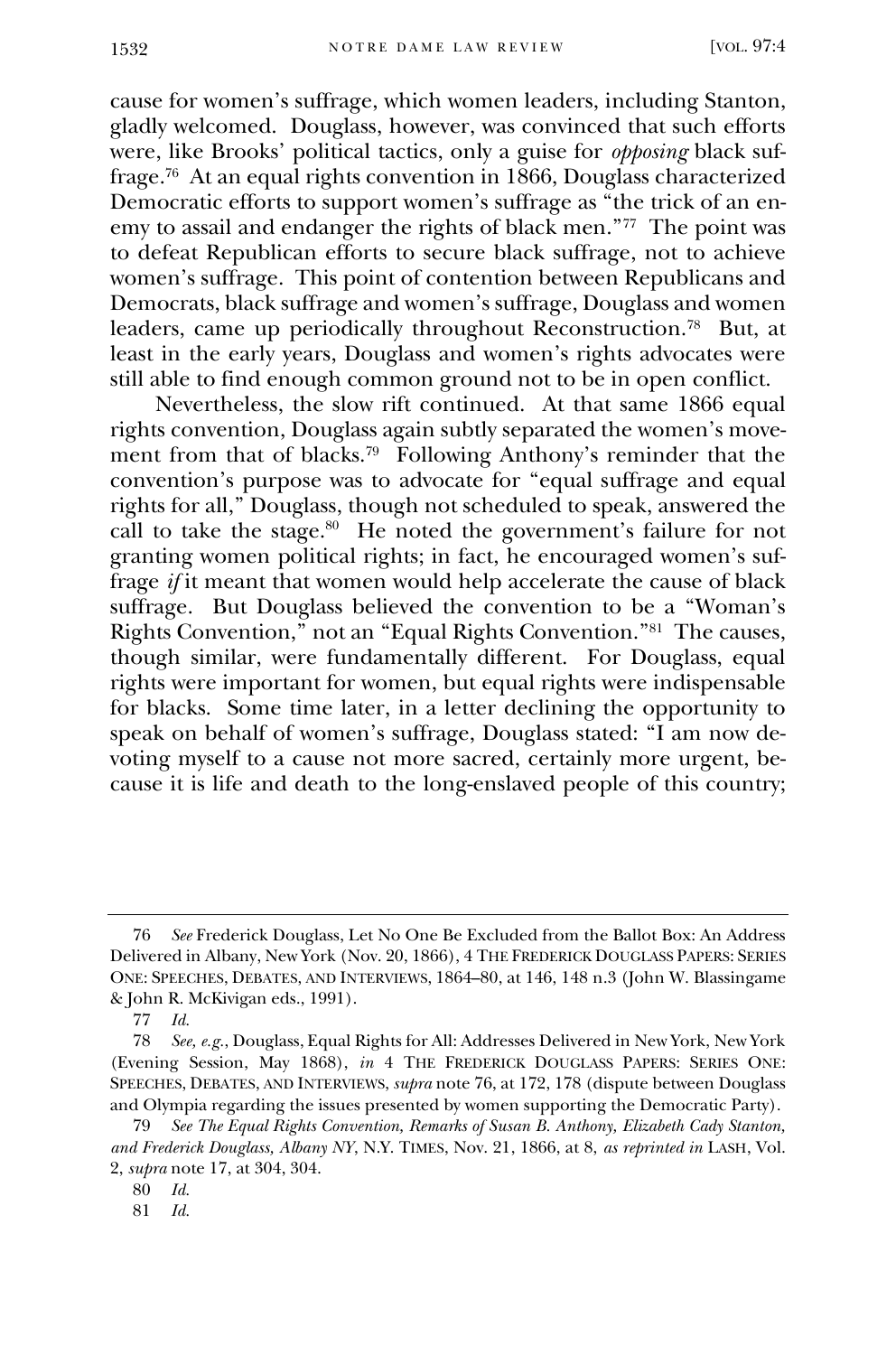cause for women's suffrage, which women leaders, including Stanton, gladly welcomed. Douglass, however, was convinced that such efforts were, like Brooks' political tactics, only a guise for *opposing* black suffrage.[76] At an equal rights convention in 1866, Douglass characterized Democratic efforts to support women's suffrage as "the trick of an enemy to assail and endanger the rights of black men."[77] The point was to defeat Republican efforts to secure black suffrage, not to achieve women's suffrage. This point of contention between Republicans and Democrats, black suffrage and women's suffrage, Douglass and women leaders, came up periodically throughout Reconstruction.[78] But, at least in the early years, Douglass and women's rights advocates were still able to find enough common ground not to be in open conflict.

Nevertheless, the slow rift continued. At that same 1866 equal rights convention, Douglass again subtly separated the women's movement from that of blacks.[79] Following Anthony's reminder that the convention's purpose was to advocate for "equal suffrage and equal rights for all," Douglass, though not scheduled to speak, answered the call to take the stage.[80] He noted the government's failure for not granting women political rights; in fact, he encouraged women's suffrage *if* it meant that women would help accelerate the cause of black suffrage. But Douglass believed the convention to be a "Woman's Rights Convention," not an "Equal Rights Convention."[81] The causes, though similar, were fundamentally different. For Douglass, equal rights were important for women, but equal rights were indispensable for blacks. Some time later, in a letter declining the opportunity to speak on behalf of women's suffrage, Douglass stated: "I am now devoting myself to a cause not more sacred, certainly more urgent, because it is life and death to the long-enslaved people of this country;

---

76 *See* Frederick Douglass, Let No One Be Excluded from the Ballot Box: An Address Delivered in Albany, New York (Nov. 20, 1866), 4 THE FREDERICK DOUGLASS PAPERS: SERIES ONE: SPEECHES, DEBATES, AND INTERVIEWS, 1864–80, at 146, 148 n.3 (John W. Blassingame & John R. McKivigan eds., 1991).

77 *Id.*

78 *See, e.g.*, Douglass, Equal Rights for All: Addresses Delivered in New York, New York (Evening Session, May 1868), *in* 4 THE FREDERICK DOUGLASS PAPERS: SERIES ONE: SPEECHES, DEBATES, AND INTERVIEWS, *supra* note 76, at 172, 178 (dispute between Douglass and Olympia regarding the issues presented by women supporting the Democratic Party).

79 *See The Equal Rights Convention, Remarks of Susan B. Anthony, Elizabeth Cady Stanton, and Frederick Douglass, Albany NY*, N.Y. TIMES, Nov. 21, 1866, at 8, *as reprinted in* LASH, Vol. 2, *supra* note 17, at 304, 304.

80 *Id.*

81 *Id.*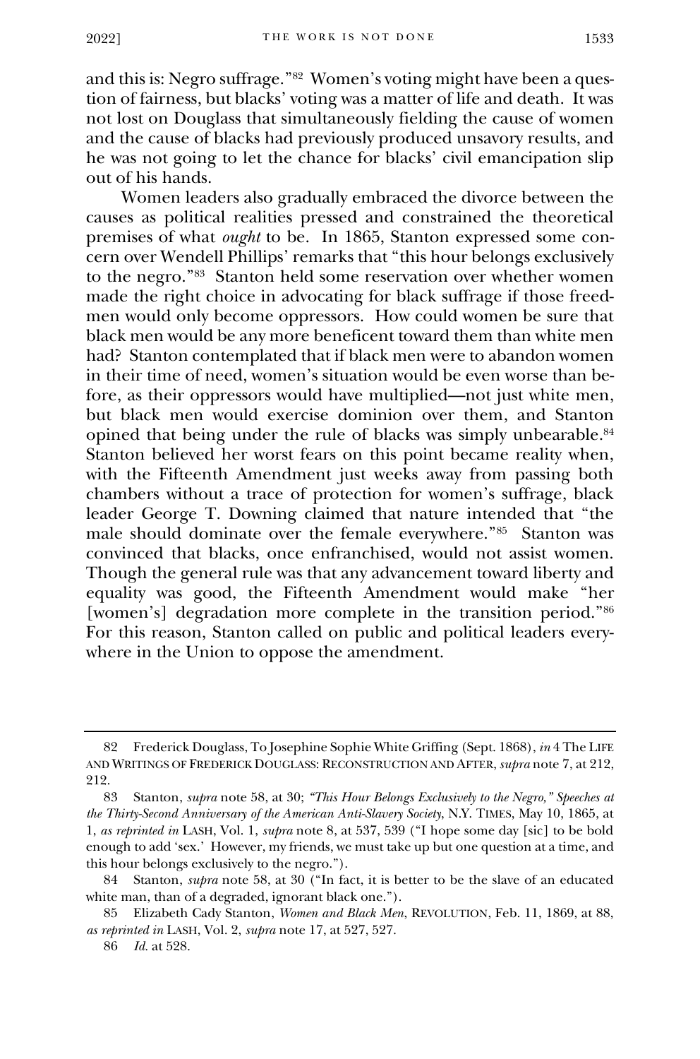and this is: Negro suffrage."[82] Women's voting might have been a question of fairness, but blacks' voting was a matter of life and death. It was not lost on Douglass that simultaneously fielding the cause of women and the cause of blacks had previously produced unsavory results, and he was not going to let the chance for blacks' civil emancipation slip out of his hands.

Women leaders also gradually embraced the divorce between the causes as political realities pressed and constrained the theoretical premises of what *ought* to be. In 1865, Stanton expressed some concern over Wendell Phillips' remarks that "this hour belongs exclusively to the negro."[83] Stanton held some reservation over whether women made the right choice in advocating for black suffrage if those freedmen would only become oppressors. How could women be sure that black men would be any more beneficent toward them than white men had? Stanton contemplated that if black men were to abandon women in their time of need, women's situation would be even worse than before, as their oppressors would have multiplied—not just white men, but black men would exercise dominion over them, and Stanton opined that being under the rule of blacks was simply unbearable.[84] Stanton believed her worst fears on this point became reality when, with the Fifteenth Amendment just weeks away from passing both chambers without a trace of protection for women's suffrage, black leader George T. Downing claimed that nature intended that "the male should dominate over the female everywhere."[85] Stanton was convinced that blacks, once enfranchised, would not assist women. Though the general rule was that any advancement toward liberty and equality was good, the Fifteenth Amendment would make "her [women's] degradation more complete in the transition period."[86] For this reason, Stanton called on public and political leaders everywhere in the Union to oppose the amendment.

---

82 Frederick Douglass, To Josephine Sophie White Griffing (Sept. 1868), *in* 4 THE LIFE AND WRITINGS OF FREDERICK DOUGLASS: RECONSTRUCTION AND AFTER, *supra* note 7, at 212, 212.

83 Stanton, *supra* note 58, at 30; *"This Hour Belongs Exclusively to the Negro," Speeches at the Thirty-Second Anniversary of the American Anti-Slavery Society*, N.Y. TIMES, May 10, 1865, at 1, *as reprinted in* LASH, Vol. 1, *supra* note 8, at 537, 539 ("I hope some day [sic] to be bold enough to add 'sex.' However, my friends, we must take up but one question at a time, and this hour belongs exclusively to the negro.").

84 Stanton, *supra* note 58, at 30 ("In fact, it is better to be the slave of an educated white man, than of a degraded, ignorant black one.").

85 Elizabeth Cady Stanton, *Women and Black Men*, REVOLUTION, Feb. 11, 1869, at 88, *as reprinted in* LASH, Vol. 2, *supra* note 17, at 527, 527.

86 *Id.* at 528.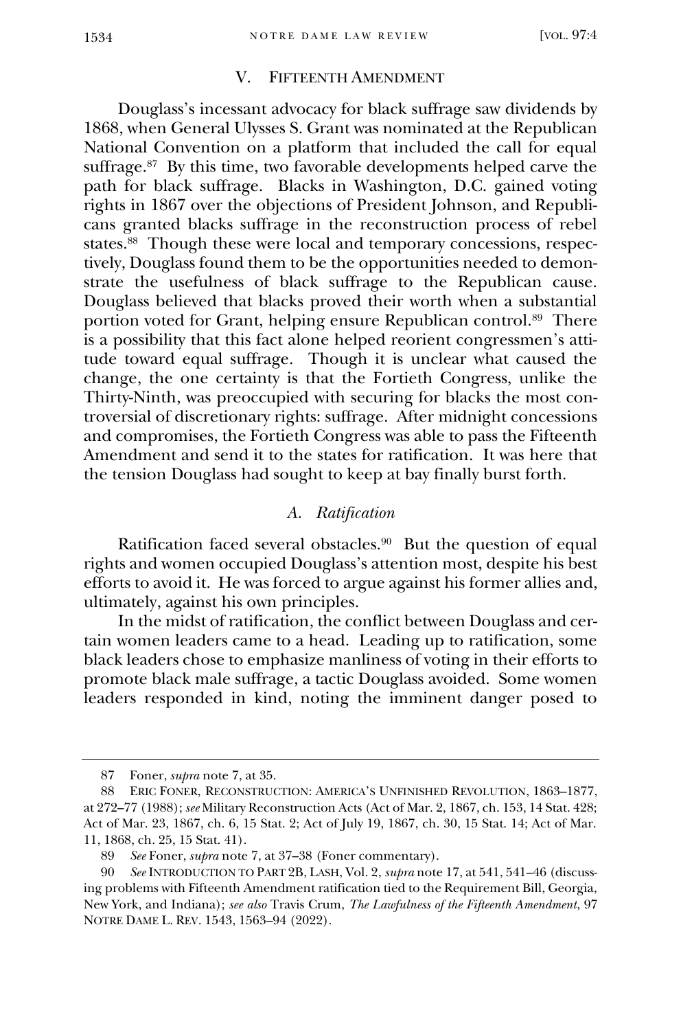## V. Fifteenth Amendment

Douglass's incessant advocacy for black suffrage saw dividends by 1868, when General Ulysses S. Grant was nominated at the Republican National Convention on a platform that included the call for equal suffrage.[87] By this time, two favorable developments helped carve the path for black suffrage. Blacks in Washington, D.C. gained voting rights in 1867 over the objections of President Johnson, and Republicans granted blacks suffrage in the reconstruction process of rebel states.[88] Though these were local and temporary concessions, respectively, Douglass found them to be the opportunities needed to demonstrate the usefulness of black suffrage to the Republican cause. Douglass believed that blacks proved their worth when a substantial portion voted for Grant, helping ensure Republican control.[89] There is a possibility that this fact alone helped reorient congressmen's attitude toward equal suffrage. Though it is unclear what caused the change, the one certainty is that the Fortieth Congress, unlike the Thirty-Ninth, was preoccupied with securing for blacks the most controversial of discretionary rights: suffrage. After midnight concessions and compromises, the Fortieth Congress was able to pass the Fifteenth Amendment and send it to the states for ratification. It was here that the tension Douglass had sought to keep at bay finally burst forth.

### *A. Ratification*

Ratification faced several obstacles.[90] But the question of equal rights and women occupied Douglass's attention most, despite his best efforts to avoid it. He was forced to argue against his former allies and, ultimately, against his own principles.

In the midst of ratification, the conflict between Douglass and certain women leaders came to a head. Leading up to ratification, some black leaders chose to emphasize manliness of voting in their efforts to promote black male suffrage, a tactic Douglass avoided. Some women leaders responded in kind, noting the imminent danger posed to

---

87 Foner, *supra* note 7, at 35.

88 Eric Foner, Reconstruction: America's Unfinished Revolution, 1863–1877, at 272–77 (1988); *see* Military Reconstruction Acts (Act of Mar. 2, 1867, ch. 153, 14 Stat. 428; Act of Mar. 23, 1867, ch. 6, 15 Stat. 2; Act of July 19, 1867, ch. 30, 15 Stat. 14; Act of Mar. 11, 1868, ch. 25, 15 Stat. 41).

89 *See* Foner, *supra* note 7, at 37–38 (Foner commentary).

90 *See* Introduction to Part 2B, Lash, Vol. 2, *supra* note 17, at 541, 541–46 (discussing problems with Fifteenth Amendment ratification tied to the Requirement Bill, Georgia, New York, and Indiana); *see also* Travis Crum, *The Lawfulness of the Fifteenth Amendment*, 97 Notre Dame L. Rev. 1543, 1563–94 (2022).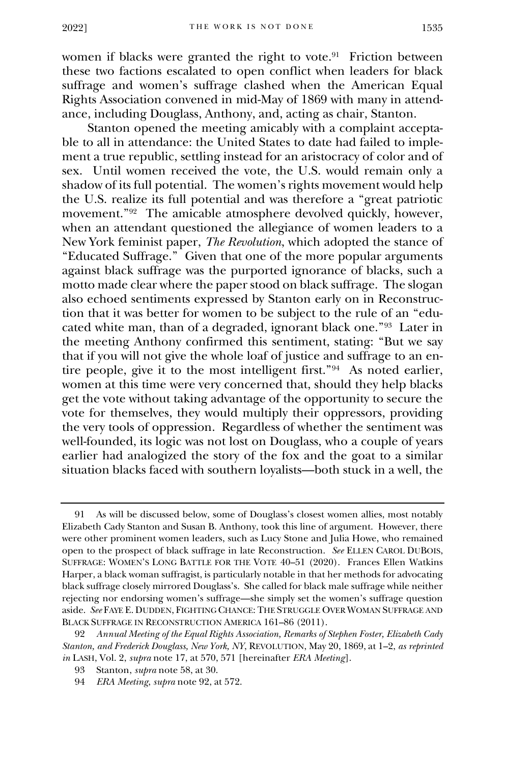women if blacks were granted the right to vote.[91] Friction between these two factions escalated to open conflict when leaders for black suffrage and women's suffrage clashed when the American Equal Rights Association convened in mid-May of 1869 with many in attendance, including Douglass, Anthony, and, acting as chair, Stanton.

Stanton opened the meeting amicably with a complaint acceptable to all in attendance: the United States to date had failed to implement a true republic, settling instead for an aristocracy of color and of sex. Until women received the vote, the U.S. would remain only a shadow of its full potential. The women's rights movement would help the U.S. realize its full potential and was therefore a "great patriotic movement."[92] The amicable atmosphere devolved quickly, however, when an attendant questioned the allegiance of women leaders to a New York feminist paper, *The Revolution*, which adopted the stance of "Educated Suffrage." Given that one of the more popular arguments against black suffrage was the purported ignorance of blacks, such a motto made clear where the paper stood on black suffrage. The slogan also echoed sentiments expressed by Stanton early on in Reconstruction that it was better for women to be subject to the rule of an "educated white man, than of a degraded, ignorant black one."[93] Later in the meeting Anthony confirmed this sentiment, stating: "But we say that if you will not give the whole loaf of justice and suffrage to an entire people, give it to the most intelligent first."[94] As noted earlier, women at this time were very concerned that, should they help blacks get the vote without taking advantage of the opportunity to secure the vote for themselves, they would multiply their oppressors, providing the very tools of oppression. Regardless of whether the sentiment was well-founded, its logic was not lost on Douglass, who a couple of years earlier had analogized the story of the fox and the goat to a similar situation blacks faced with southern loyalists—both stuck in a well, the

---

91 As will be discussed below, some of Douglass's closest women allies, most notably Elizabeth Cady Stanton and Susan B. Anthony, took this line of argument. However, there were other prominent women leaders, such as Lucy Stone and Julia Howe, who remained open to the prospect of black suffrage in late Reconstruction. *See* ELLEN CAROL DUBOIS, SUFFRAGE: WOMEN'S LONG BATTLE FOR THE VOTE 40–51 (2020). Frances Ellen Watkins Harper, a black woman suffragist, is particularly notable in that her methods for advocating black suffrage closely mirrored Douglass's. She called for black male suffrage while neither rejecting nor endorsing women's suffrage—she simply set the women's suffrage question aside. *See* FAYE E. DUDDEN, FIGHTING CHANCE: THE STRUGGLE OVER WOMAN SUFFRAGE AND BLACK SUFFRAGE IN RECONSTRUCTION AMERICA 161–86 (2011).

92 *Annual Meeting of the Equal Rights Association, Remarks of Stephen Foster, Elizabeth Cady Stanton, and Frederick Douglass, New York, NY*, REVOLUTION, May 20, 1869, at 1–2, *as reprinted in* LASH, Vol. 2, *supra* note 17, at 570, 571 [hereinafter *ERA Meeting*].

93 Stanton, *supra* note 58, at 30.

94 *ERA Meeting*, *supra* note 92, at 572.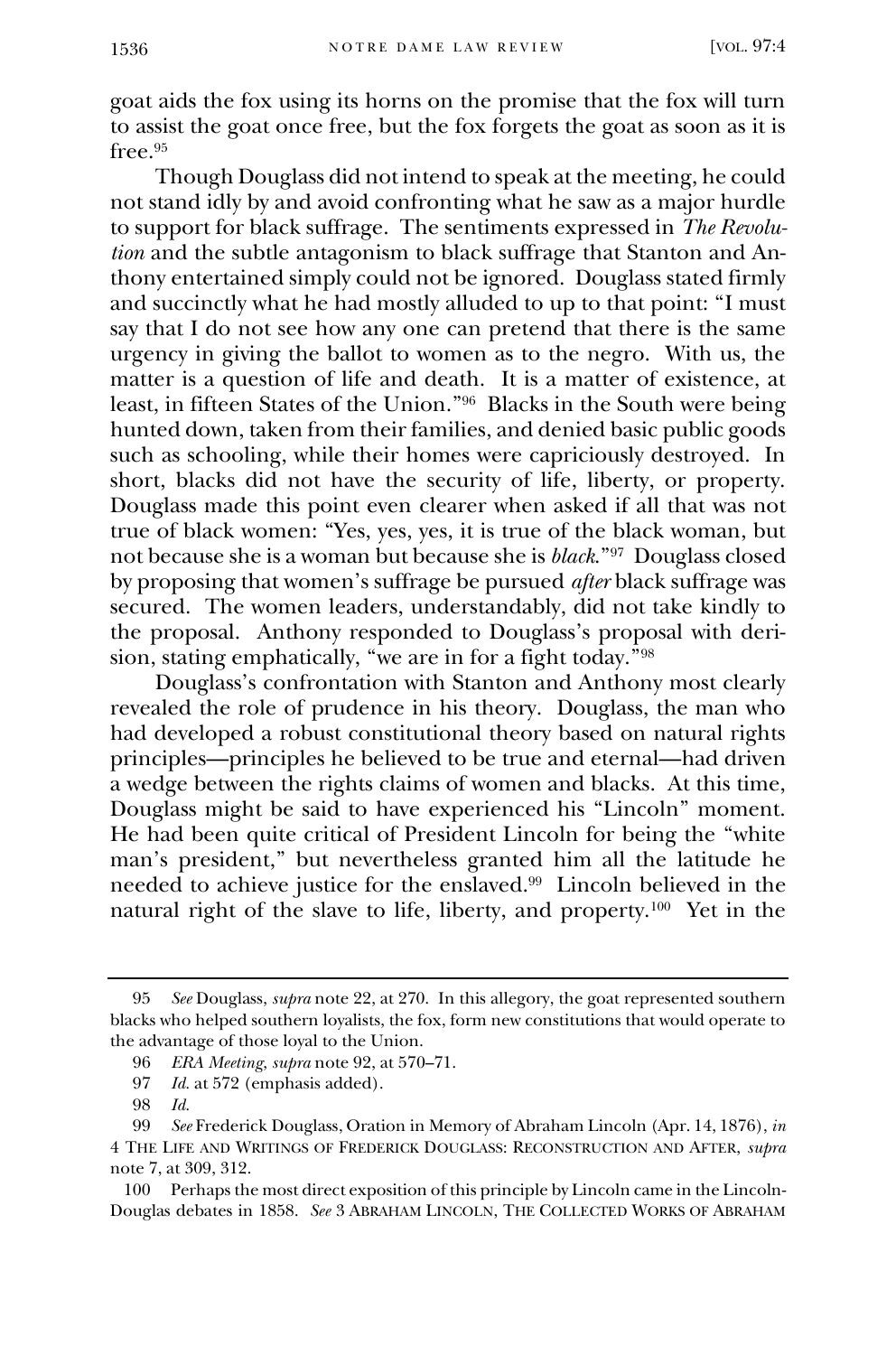goat aids the fox using its horns on the promise that the fox will turn to assist the goat once free, but the fox forgets the goat as soon as it is free.[95]

Though Douglass did not intend to speak at the meeting, he could not stand idly by and avoid confronting what he saw as a major hurdle to support for black suffrage. The sentiments expressed in *The Revolution* and the subtle antagonism to black suffrage that Stanton and Anthony entertained simply could not be ignored. Douglass stated firmly and succinctly what he had mostly alluded to up to that point: "I must say that I do not see how any one can pretend that there is the same urgency in giving the ballot to women as to the negro. With us, the matter is a question of life and death. It is a matter of existence, at least, in fifteen States of the Union."[96] Blacks in the South were being hunted down, taken from their families, and denied basic public goods such as schooling, while their homes were capriciously destroyed. In short, blacks did not have the security of life, liberty, or property. Douglass made this point even clearer when asked if all that was not true of black women: "Yes, yes, yes, it is true of the black woman, but not because she is a woman but because she is *black*."[97] Douglass closed by proposing that women's suffrage be pursued *after* black suffrage was secured. The women leaders, understandably, did not take kindly to the proposal. Anthony responded to Douglass's proposal with derision, stating emphatically, "we are in for a fight today."[98]

Douglass's confrontation with Stanton and Anthony most clearly revealed the role of prudence in his theory. Douglass, the man who had developed a robust constitutional theory based on natural rights principles—principles he believed to be true and eternal—had driven a wedge between the rights claims of women and blacks. At this time, Douglass might be said to have experienced his "Lincoln" moment. He had been quite critical of President Lincoln for being the "white man's president," but nevertheless granted him all the latitude he needed to achieve justice for the enslaved.[99] Lincoln believed in the natural right of the slave to life, liberty, and property.[100] Yet in the

---

95 *See* Douglass, *supra* note 22, at 270. In this allegory, the goat represented southern blacks who helped southern loyalists, the fox, form new constitutions that would operate to the advantage of those loyal to the Union.

96 *ERA Meeting*, *supra* note 92, at 570–71.

97 *Id.* at 572 (emphasis added).

98 *Id.*

99 *See* Frederick Douglass, Oration in Memory of Abraham Lincoln (Apr. 14, 1876), *in* 4 THE LIFE AND WRITINGS OF FREDERICK DOUGLASS: RECONSTRUCTION AND AFTER, *supra* note 7, at 309, 312.

100 Perhaps the most direct exposition of this principle by Lincoln came in the Lincoln-Douglas debates in 1858. *See* 3 ABRAHAM LINCOLN, THE COLLECTED WORKS OF ABRAHAM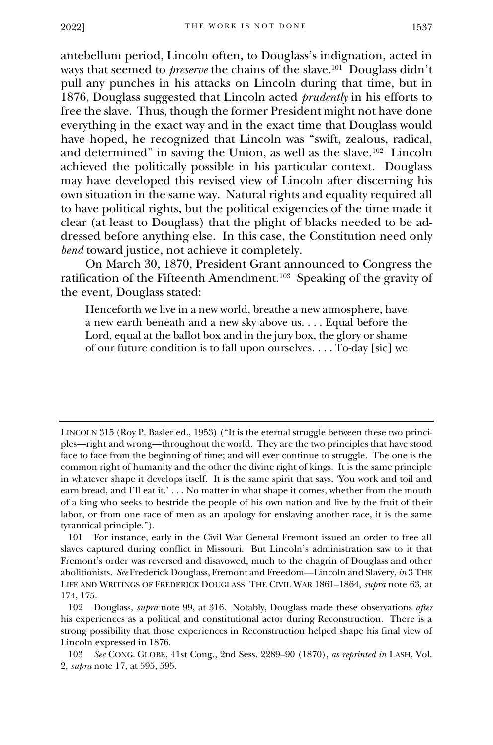antebellum period, Lincoln often, to Douglass's indignation, acted in ways that seemed to *preserve* the chains of the slave.[101] Douglass didn't pull any punches in his attacks on Lincoln during that time, but in 1876, Douglass suggested that Lincoln acted *prudently* in his efforts to free the slave. Thus, though the former President might not have done everything in the exact way and in the exact time that Douglass would have hoped, he recognized that Lincoln was "swift, zealous, radical, and determined" in saving the Union, as well as the slave.[102] Lincoln achieved the politically possible in his particular context. Douglass may have developed this revised view of Lincoln after discerning his own situation in the same way. Natural rights and equality required all to have political rights, but the political exigencies of the time made it clear (at least to Douglass) that the plight of blacks needed to be addressed before anything else. In this case, the Constitution need only *bend* toward justice, not achieve it completely.

On March 30, 1870, President Grant announced to Congress the ratification of the Fifteenth Amendment.[103] Speaking of the gravity of the event, Douglass stated:

> Henceforth we live in a new world, breathe a new atmosphere, have a new earth beneath and a new sky above us. . . . Equal before the Lord, equal at the ballot box and in the jury box, the glory or shame of our future condition is to fall upon ourselves. . . . To-day [sic] we

---

LINCOLN 315 (Roy P. Basler ed., 1953) ("It is the eternal struggle between these two principles—right and wrong—throughout the world. They are the two principles that have stood face to face from the beginning of time; and will ever continue to struggle. The one is the common right of humanity and the other the divine right of kings. It is the same principle in whatever shape it develops itself. It is the same spirit that says, 'You work and toil and earn bread, and I'll eat it.' . . . No matter in what shape it comes, whether from the mouth of a king who seeks to bestride the people of his own nation and live by the fruit of their labor, or from one race of men as an apology for enslaving another race, it is the same tyrannical principle.").

101 For instance, early in the Civil War General Fremont issued an order to free all slaves captured during conflict in Missouri. But Lincoln's administration saw to it that Fremont's order was reversed and disavowed, much to the chagrin of Douglass and other abolitionists. *See* Frederick Douglass, Fremont and Freedom—Lincoln and Slavery, *in* 3 THE LIFE AND WRITINGS OF FREDERICK DOUGLASS: THE CIVIL WAR 1861–1864, *supra* note 63, at 174, 175.

102 Douglass, *supra* note 99, at 316. Notably, Douglass made these observations *after* his experiences as a political and constitutional actor during Reconstruction. There is a strong possibility that those experiences in Reconstruction helped shape his final view of Lincoln expressed in 1876.

103 *See* CONG. GLOBE, 41st Cong., 2nd Sess. 2289–90 (1870), *as reprinted in* LASH, Vol. 2, *supra* note 17, at 595, 595.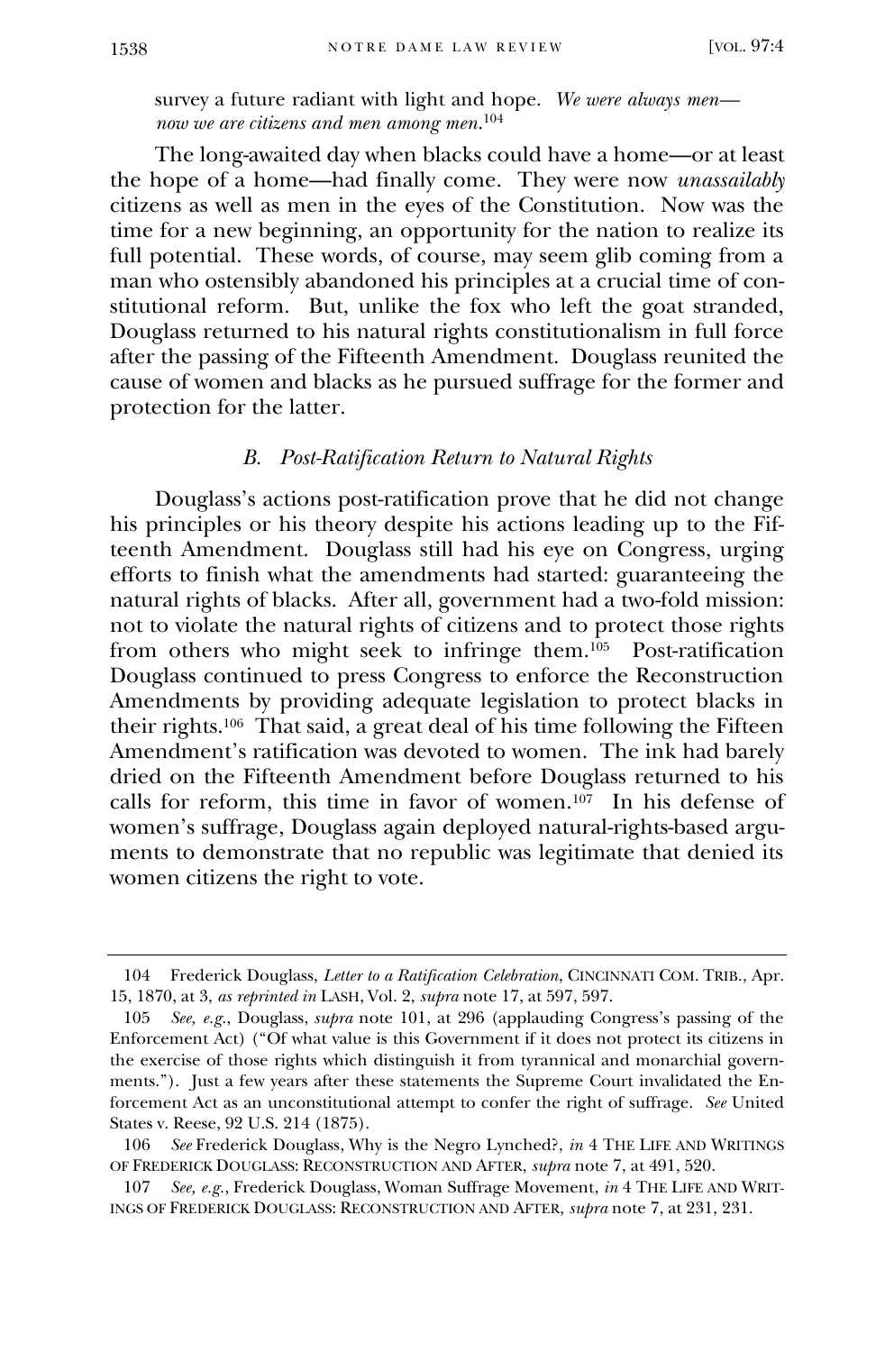survey a future radiant with light and hope. *We were always men—now we are citizens and men among men.*[104]

The long-awaited day when blacks could have a home—or at least the hope of a home—had finally come. They were now *unassailably* citizens as well as men in the eyes of the Constitution. Now was the time for a new beginning, an opportunity for the nation to realize its full potential. These words, of course, may seem glib coming from a man who ostensibly abandoned his principles at a crucial time of constitutional reform. But, unlike the fox who left the goat stranded, Douglass returned to his natural rights constitutionalism in full force after the passing of the Fifteenth Amendment. Douglass reunited the cause of women and blacks as he pursued suffrage for the former and protection for the latter.

### *B. Post-Ratification Return to Natural Rights*

Douglass's actions post-ratification prove that he did not change his principles or his theory despite his actions leading up to the Fifteenth Amendment. Douglass still had his eye on Congress, urging efforts to finish what the amendments had started: guaranteeing the natural rights of blacks. After all, government had a two-fold mission: not to violate the natural rights of citizens and to protect those rights from others who might seek to infringe them.[105] Post-ratification Douglass continued to press Congress to enforce the Reconstruction Amendments by providing adequate legislation to protect blacks in their rights.[106] That said, a great deal of his time following the Fifteen Amendment's ratification was devoted to women. The ink had barely dried on the Fifteenth Amendment before Douglass returned to his calls for reform, this time in favor of women.[107] In his defense of women's suffrage, Douglass again deployed natural-rights-based arguments to demonstrate that no republic was legitimate that denied its women citizens the right to vote.

---

104 Frederick Douglass, *Letter to a Ratification Celebration*, CINCINNATI COM. TRIB., Apr. 15, 1870, at 3, *as reprinted in* LASH, Vol. 2, *supra* note 17, at 597, 597.

105 *See, e.g.*, Douglass, *supra* note 101, at 296 (applauding Congress's passing of the Enforcement Act) ("Of what value is this Government if it does not protect its citizens in the exercise of those rights which distinguish it from tyrannical and monarchial governments."). Just a few years after these statements the Supreme Court invalidated the Enforcement Act as an unconstitutional attempt to confer the right of suffrage. *See* United States v. Reese, 92 U.S. 214 (1875).

106 *See* Frederick Douglass, Why is the Negro Lynched?, *in* 4 THE LIFE AND WRITINGS OF FREDERICK DOUGLASS: RECONSTRUCTION AND AFTER, *supra* note 7, at 491, 520.

107 *See, e.g.*, Frederick Douglass, Woman Suffrage Movement, *in* 4 THE LIFE AND WRITINGS OF FREDERICK DOUGLASS: RECONSTRUCTION AND AFTER, *supra* note 7, at 231, 231.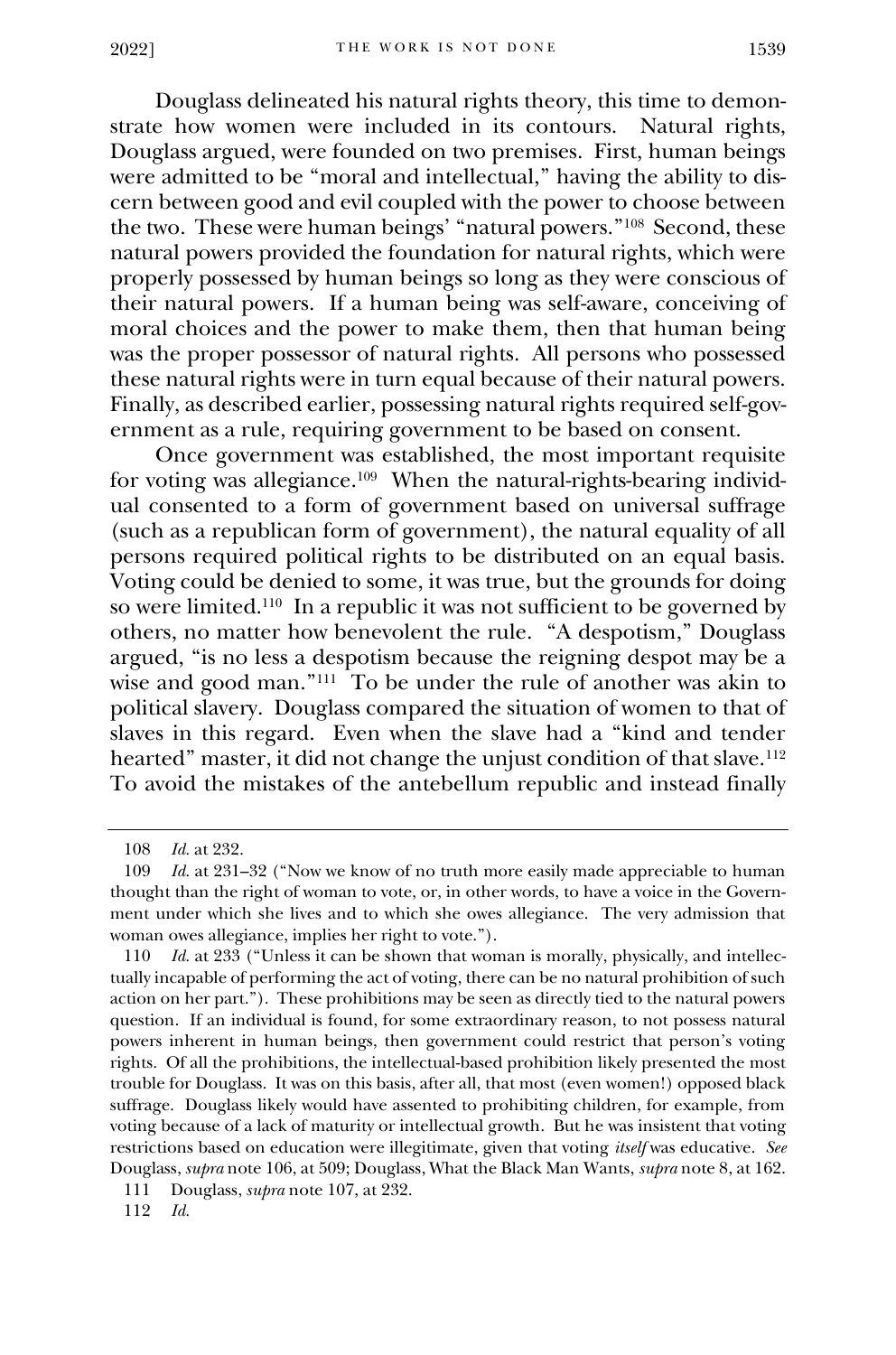Douglass delineated his natural rights theory, this time to demonstrate how women were included in its contours. Natural rights, Douglass argued, were founded on two premises. First, human beings were admitted to be "moral and intellectual," having the ability to discern between good and evil coupled with the power to choose between the two. These were human beings' "natural powers."[108] Second, these natural powers provided the foundation for natural rights, which were properly possessed by human beings so long as they were conscious of their natural powers. If a human being was self-aware, conceiving of moral choices and the power to make them, then that human being was the proper possessor of natural rights. All persons who possessed these natural rights were in turn equal because of their natural powers. Finally, as described earlier, possessing natural rights required self-government as a rule, requiring government to be based on consent.

Once government was established, the most important requisite for voting was allegiance.[109] When the natural-rights-bearing individual consented to a form of government based on universal suffrage (such as a republican form of government), the natural equality of all persons required political rights to be distributed on an equal basis. Voting could be denied to some, it was true, but the grounds for doing so were limited.[110] In a republic it was not sufficient to be governed by others, no matter how benevolent the rule. "A despotism," Douglass argued, "is no less a despotism because the reigning despot may be a wise and good man."[111] To be under the rule of another was akin to political slavery. Douglass compared the situation of women to that of slaves in this regard. Even when the slave had a "kind and tender hearted" master, it did not change the unjust condition of that slave.[112] To avoid the mistakes of the antebellum republic and instead finally

---

108 *Id.* at 232.

109 *Id.* at 231–32 ("Now we know of no truth more easily made appreciable to human thought than the right of woman to vote, or, in other words, to have a voice in the Government under which she lives and to which she owes allegiance. The very admission that woman owes allegiance, implies her right to vote.").

110 *Id.* at 233 ("Unless it can be shown that woman is morally, physically, and intellectually incapable of performing the act of voting, there can be no natural prohibition of such action on her part."). These prohibitions may be seen as directly tied to the natural powers question. If an individual is found, for some extraordinary reason, to not possess natural powers inherent in human beings, then government could restrict that person's voting rights. Of all the prohibitions, the intellectual-based prohibition likely presented the most trouble for Douglass. It was on this basis, after all, that most (even women!) opposed black suffrage. Douglass likely would have assented to prohibiting children, for example, from voting because of a lack of maturity or intellectual growth. But he was insistent that voting restrictions based on education were illegitimate, given that voting *itself* was educative. *See* Douglass, *supra* note 106, at 509; Douglass, What the Black Man Wants, *supra* note 8, at 162.

111 Douglass, *supra* note 107, at 232.

112 *Id.*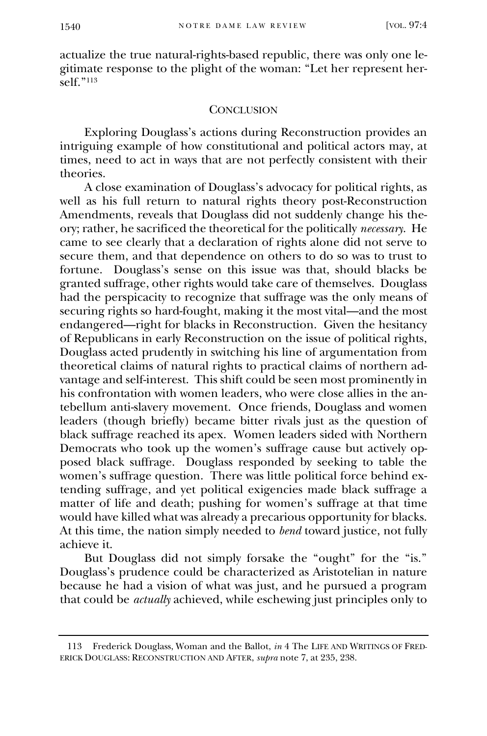actualize the true natural-rights-based republic, there was only one legitimate response to the plight of the woman: "Let her represent herself."[113]

## CONCLUSION

Exploring Douglass's actions during Reconstruction provides an intriguing example of how constitutional and political actors may, at times, need to act in ways that are not perfectly consistent with their theories.

A close examination of Douglass's advocacy for political rights, as well as his full return to natural rights theory post-Reconstruction Amendments, reveals that Douglass did not suddenly change his theory; rather, he sacrificed the theoretical for the politically *necessary*. He came to see clearly that a declaration of rights alone did not serve to secure them, and that dependence on others to do so was to trust to fortune. Douglass's sense on this issue was that, should blacks be granted suffrage, other rights would take care of themselves. Douglass had the perspicacity to recognize that suffrage was the only means of securing rights so hard-fought, making it the most vital—and the most endangered—right for blacks in Reconstruction. Given the hesitancy of Republicans in early Reconstruction on the issue of political rights, Douglass acted prudently in switching his line of argumentation from theoretical claims of natural rights to practical claims of northern advantage and self-interest. This shift could be seen most prominently in his confrontation with women leaders, who were close allies in the antebellum anti-slavery movement. Once friends, Douglass and women leaders (though briefly) became bitter rivals just as the question of black suffrage reached its apex. Women leaders sided with Northern Democrats who took up the women's suffrage cause but actively opposed black suffrage. Douglass responded by seeking to table the women's suffrage question. There was little political force behind extending suffrage, and yet political exigencies made black suffrage a matter of life and death; pushing for women's suffrage at that time would have killed what was already a precarious opportunity for blacks. At this time, the nation simply needed to *bend* toward justice, not fully achieve it.

But Douglass did not simply forsake the "ought" for the "is." Douglass's prudence could be characterized as Aristotelian in nature because he had a vision of what was just, and he pursued a program that could be *actually* achieved, while eschewing just principles only to

---

113 Frederick Douglass, Woman and the Ballot, *in* 4 THE LIFE AND WRITINGS OF FREDERICK DOUGLASS: RECONSTRUCTION AND AFTER, *supra* note 7, at 235, 238.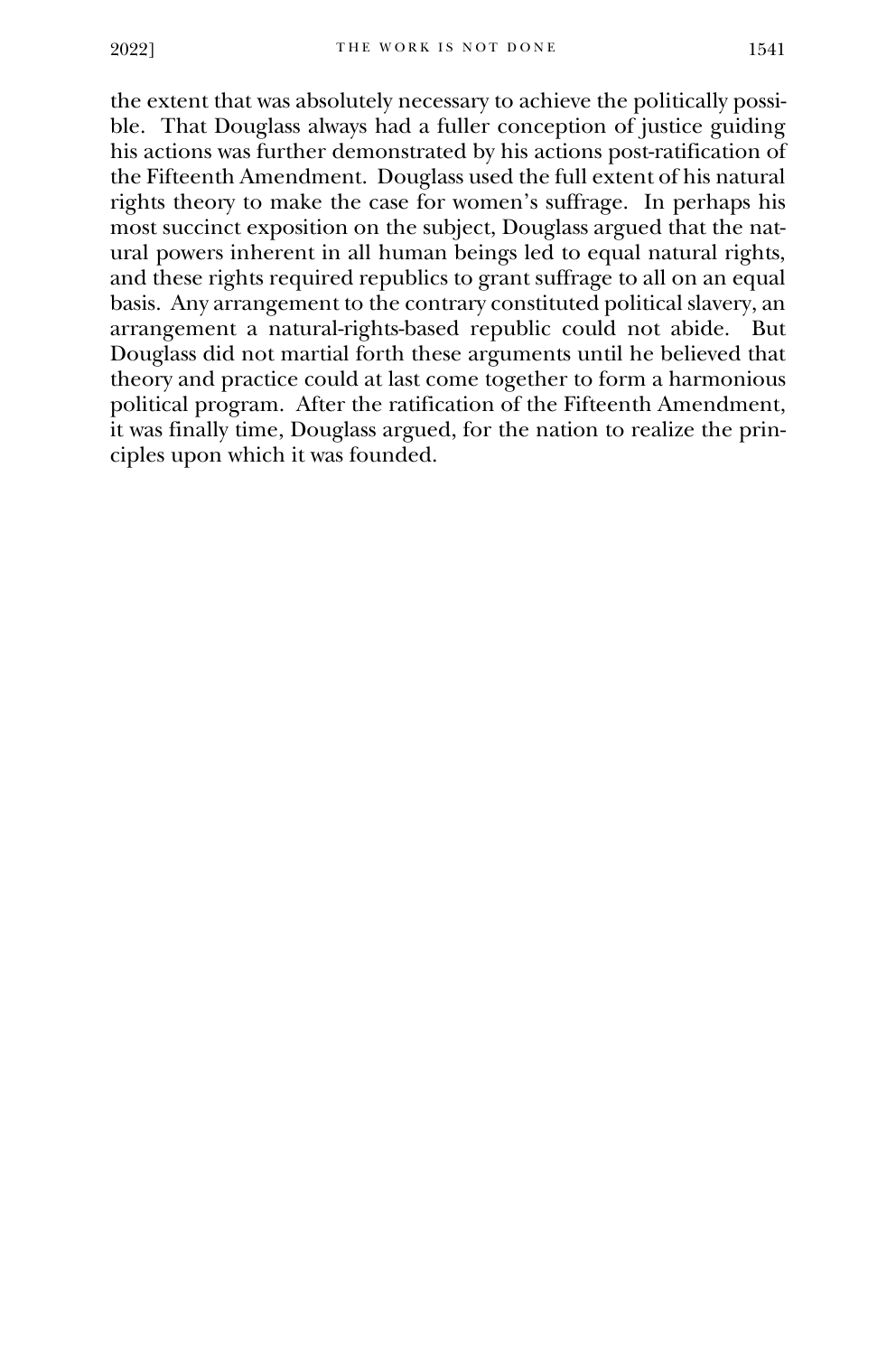the extent that was absolutely necessary to achieve the politically possible. That Douglass always had a fuller conception of justice guiding his actions was further demonstrated by his actions post-ratification of the Fifteenth Amendment. Douglass used the full extent of his natural rights theory to make the case for women's suffrage. In perhaps his most succinct exposition on the subject, Douglass argued that the natural powers inherent in all human beings led to equal natural rights, and these rights required republics to grant suffrage to all on an equal basis. Any arrangement to the contrary constituted political slavery, an arrangement a natural-rights-based republic could not abide. But Douglass did not martial forth these arguments until he believed that theory and practice could at last come together to form a harmonious political program. After the ratification of the Fifteenth Amendment, it was finally time, Douglass argued, for the nation to realize the principles upon which it was founded.